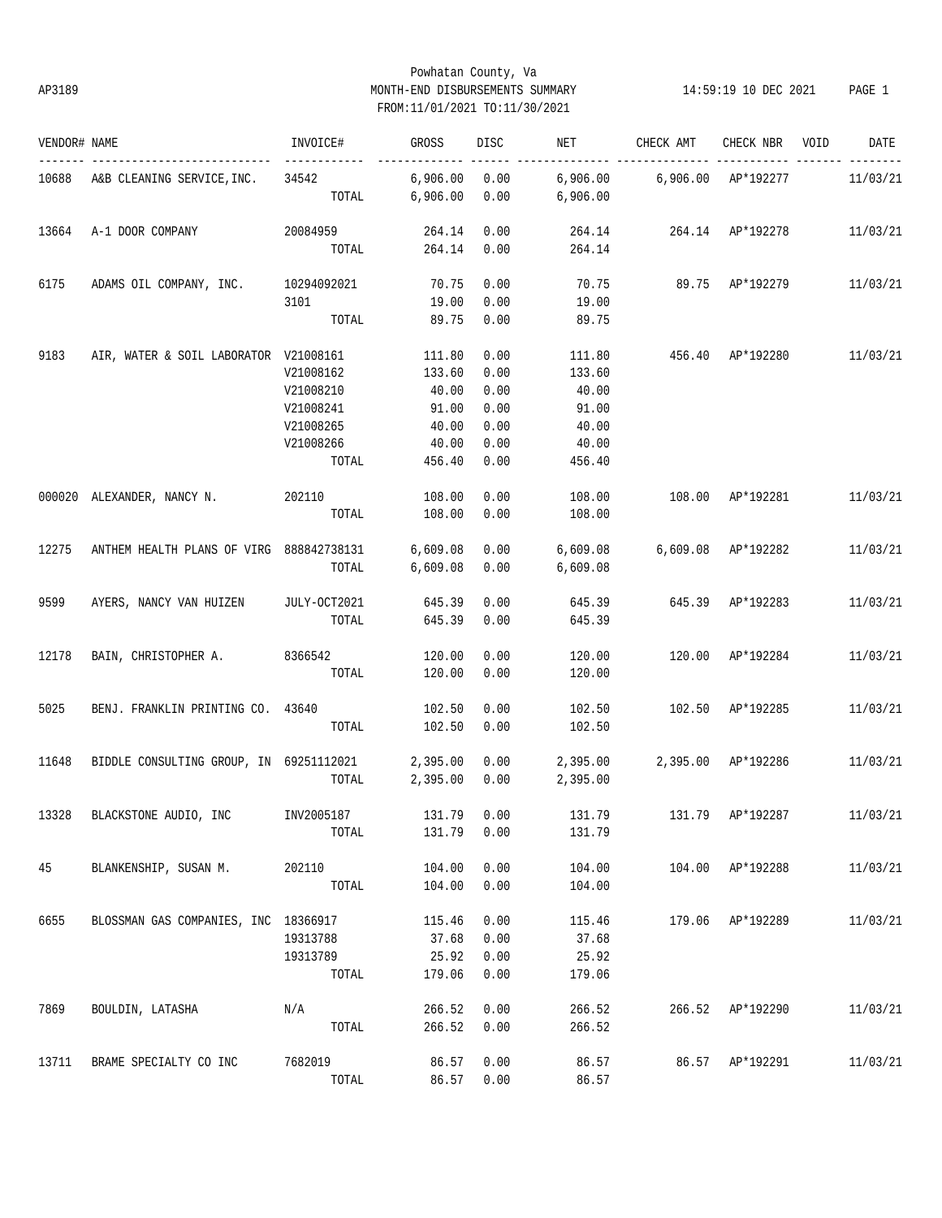Powhatan County, Va
AP3189 MONTH-END DISBURSEMENTS SUMMARY 14:59:19 10 DEC 2021
FROM:11/01/2021 TO:11/30/2021

| VENDOR# | NAME | INVOICE# | GROSS | DISC | NET | CHECK AMT | CHECK NBR | VOID | DATE |
|---|---|---|---|---|---|---|---|---|---|
| 10688 | A&B CLEANING SERVICE,INC. | 34542 | 6,906.00 | 0.00 | 6,906.00 | 6,906.00 | AP*192277 | | 11/03/21 |
| | | TOTAL | 6,906.00 | 0.00 | 6,906.00 | | | | |
| 13664 | A-1 DOOR COMPANY | 20084959 | 264.14 | 0.00 | 264.14 | 264.14 | AP*192278 | | 11/03/21 |
| | | TOTAL | 264.14 | 0.00 | 264.14 | | | | |
| 6175 | ADAMS OIL COMPANY, INC. | 10294092021 | 70.75 | 0.00 | 70.75 | 89.75 | AP*192279 | | 11/03/21 |
| | | 3101 | 19.00 | 0.00 | 19.00 | | | | |
| | | TOTAL | 89.75 | 0.00 | 89.75 | | | | |
| 9183 | AIR, WATER & SOIL LABORATOR | V21008161 | 111.80 | 0.00 | 111.80 | 456.40 | AP*192280 | | 11/03/21 |
| | | V21008162 | 133.60 | 0.00 | 133.60 | | | | |
| | | V21008210 | 40.00 | 0.00 | 40.00 | | | | |
| | | V21008241 | 91.00 | 0.00 | 91.00 | | | | |
| | | V21008265 | 40.00 | 0.00 | 40.00 | | | | |
| | | V21008266 | 40.00 | 0.00 | 40.00 | | | | |
| | | TOTAL | 456.40 | 0.00 | 456.40 | | | | |
| 000020 | ALEXANDER, NANCY N. | 202110 | 108.00 | 0.00 | 108.00 | 108.00 | AP*192281 | | 11/03/21 |
| | | TOTAL | 108.00 | 0.00 | 108.00 | | | | |
| 12275 | ANTHEM HEALTH PLANS OF VIRG | 888842738131 | 6,609.08 | 0.00 | 6,609.08 | 6,609.08 | AP*192282 | | 11/03/21 |
| | | TOTAL | 6,609.08 | 0.00 | 6,609.08 | | | | |
| 9599 | AYERS, NANCY VAN HUIZEN | JULY-OCT2021 | 645.39 | 0.00 | 645.39 | 645.39 | AP*192283 | | 11/03/21 |
| | | TOTAL | 645.39 | 0.00 | 645.39 | | | | |
| 12178 | BAIN, CHRISTOPHER A. | 8366542 | 120.00 | 0.00 | 120.00 | 120.00 | AP*192284 | | 11/03/21 |
| | | TOTAL | 120.00 | 0.00 | 120.00 | | | | |
| 5025 | BENJ. FRANKLIN PRINTING CO. | 43640 | 102.50 | 0.00 | 102.50 | 102.50 | AP*192285 | | 11/03/21 |
| | | TOTAL | 102.50 | 0.00 | 102.50 | | | | |
| 11648 | BIDDLE CONSULTING GROUP, IN | 69251112021 | 2,395.00 | 0.00 | 2,395.00 | 2,395.00 | AP*192286 | | 11/03/21 |
| | | TOTAL | 2,395.00 | 0.00 | 2,395.00 | | | | |
| 13328 | BLACKSTONE AUDIO, INC | INV2005187 | 131.79 | 0.00 | 131.79 | 131.79 | AP*192287 | | 11/03/21 |
| | | TOTAL | 131.79 | 0.00 | 131.79 | | | | |
| 45 | BLANKENSHIP, SUSAN M. | 202110 | 104.00 | 0.00 | 104.00 | 104.00 | AP*192288 | | 11/03/21 |
| | | TOTAL | 104.00 | 0.00 | 104.00 | | | | |
| 6655 | BLOSSMAN GAS COMPANIES, INC | 18366917 | 115.46 | 0.00 | 115.46 | 179.06 | AP*192289 | | 11/03/21 |
| | | 19313788 | 37.68 | 0.00 | 37.68 | | | | |
| | | 19313789 | 25.92 | 0.00 | 25.92 | | | | |
| | | TOTAL | 179.06 | 0.00 | 179.06 | | | | |
| 7869 | BOULDIN, LATASHA | N/A | 266.52 | 0.00 | 266.52 | 266.52 | AP*192290 | | 11/03/21 |
| | | TOTAL | 266.52 | 0.00 | 266.52 | | | | |
| 13711 | BRAME SPECIALTY CO INC | 7682019 | 86.57 | 0.00 | 86.57 | 86.57 | AP*192291 | | 11/03/21 |
| | | TOTAL | 86.57 | 0.00 | 86.57 | | | | |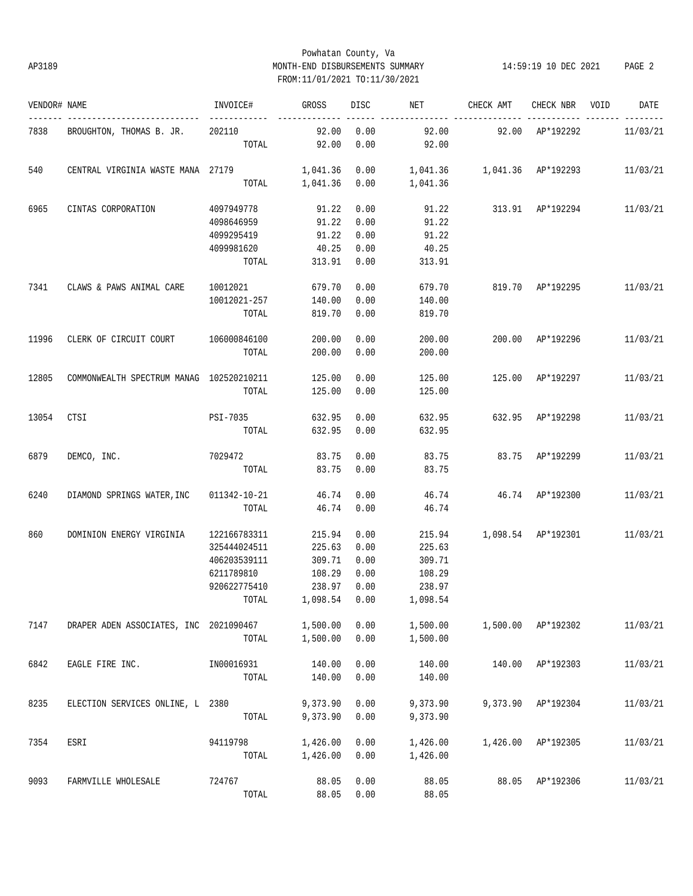Powhatan County, Va
AP3189 MONTH-END DISBURSEMENTS SUMMARY 14:59:19 10 DEC 2021
FROM:11/01/2021 TO:11/30/2021

| VENDOR# | NAME | INVOICE# | GROSS | DISC | NET | CHECK AMT | CHECK NBR | VOID | DATE |
|---|---|---|---|---|---|---|---|---|---|
| 7838 | BROUGHTON, THOMAS B. JR. | 202110 | 92.00 | 0.00 | 92.00 | 92.00 | AP*192292 | | 11/03/21 |
| | | TOTAL | 92.00 | 0.00 | 92.00 | | | | |
| 540 | CENTRAL VIRGINIA WASTE MANA | 27179 | 1,041.36 | 0.00 | 1,041.36 | 1,041.36 | AP*192293 | | 11/03/21 |
| | | TOTAL | 1,041.36 | 0.00 | 1,041.36 | | | | |
| 6965 | CINTAS CORPORATION | 4097949778 | 91.22 | 0.00 | 91.22 | 313.91 | AP*192294 | | 11/03/21 |
| | | 4098646959 | 91.22 | 0.00 | 91.22 | | | | |
| | | 4099295419 | 91.22 | 0.00 | 91.22 | | | | |
| | | 4099981620 | 40.25 | 0.00 | 40.25 | | | | |
| | | TOTAL | 313.91 | 0.00 | 313.91 | | | | |
| 7341 | CLAWS & PAWS ANIMAL CARE | 10012021 | 679.70 | 0.00 | 679.70 | 819.70 | AP*192295 | | 11/03/21 |
| | | 10012021-257 | 140.00 | 0.00 | 140.00 | | | | |
| | | TOTAL | 819.70 | 0.00 | 819.70 | | | | |
| 11996 | CLERK OF CIRCUIT COURT | 106000846100 | 200.00 | 0.00 | 200.00 | 200.00 | AP*192296 | | 11/03/21 |
| | | TOTAL | 200.00 | 0.00 | 200.00 | | | | |
| 12805 | COMMONWEALTH SPECTRUM MANAG | 102520210211 | 125.00 | 0.00 | 125.00 | 125.00 | AP*192297 | | 11/03/21 |
| | | TOTAL | 125.00 | 0.00 | 125.00 | | | | |
| 13054 | CTSI | PSI-7035 | 632.95 | 0.00 | 632.95 | 632.95 | AP*192298 | | 11/03/21 |
| | | TOTAL | 632.95 | 0.00 | 632.95 | | | | |
| 6879 | DEMCO, INC. | 7029472 | 83.75 | 0.00 | 83.75 | 83.75 | AP*192299 | | 11/03/21 |
| | | TOTAL | 83.75 | 0.00 | 83.75 | | | | |
| 6240 | DIAMOND SPRINGS WATER,INC | 011342-10-21 | 46.74 | 0.00 | 46.74 | 46.74 | AP*192300 | | 11/03/21 |
| | | TOTAL | 46.74 | 0.00 | 46.74 | | | | |
| 860 | DOMINION ENERGY VIRGINIA | 122166783311 | 215.94 | 0.00 | 215.94 | 1,098.54 | AP*192301 | | 11/03/21 |
| | | 325444024511 | 225.63 | 0.00 | 225.63 | | | | |
| | | 406203539111 | 309.71 | 0.00 | 309.71 | | | | |
| | | 6211789810 | 108.29 | 0.00 | 108.29 | | | | |
| | | 920622775410 | 238.97 | 0.00 | 238.97 | | | | |
| | | TOTAL | 1,098.54 | 0.00 | 1,098.54 | | | | |
| 7147 | DRAPER ADEN ASSOCIATES, INC | 2021090467 | 1,500.00 | 0.00 | 1,500.00 | 1,500.00 | AP*192302 | | 11/03/21 |
| | | TOTAL | 1,500.00 | 0.00 | 1,500.00 | | | | |
| 6842 | EAGLE FIRE INC. | IN00016931 | 140.00 | 0.00 | 140.00 | 140.00 | AP*192303 | | 11/03/21 |
| | | TOTAL | 140.00 | 0.00 | 140.00 | | | | |
| 8235 | ELECTION SERVICES ONLINE, L | 2380 | 9,373.90 | 0.00 | 9,373.90 | 9,373.90 | AP*192304 | | 11/03/21 |
| | | TOTAL | 9,373.90 | 0.00 | 9,373.90 | | | | |
| 7354 | ESRI | 94119798 | 1,426.00 | 0.00 | 1,426.00 | 1,426.00 | AP*192305 | | 11/03/21 |
| | | TOTAL | 1,426.00 | 0.00 | 1,426.00 | | | | |
| 9093 | FARMVILLE WHOLESALE | 724767 | 88.05 | 0.00 | 88.05 | 88.05 | AP*192306 | | 11/03/21 |
| | | TOTAL | 88.05 | 0.00 | 88.05 | | | | |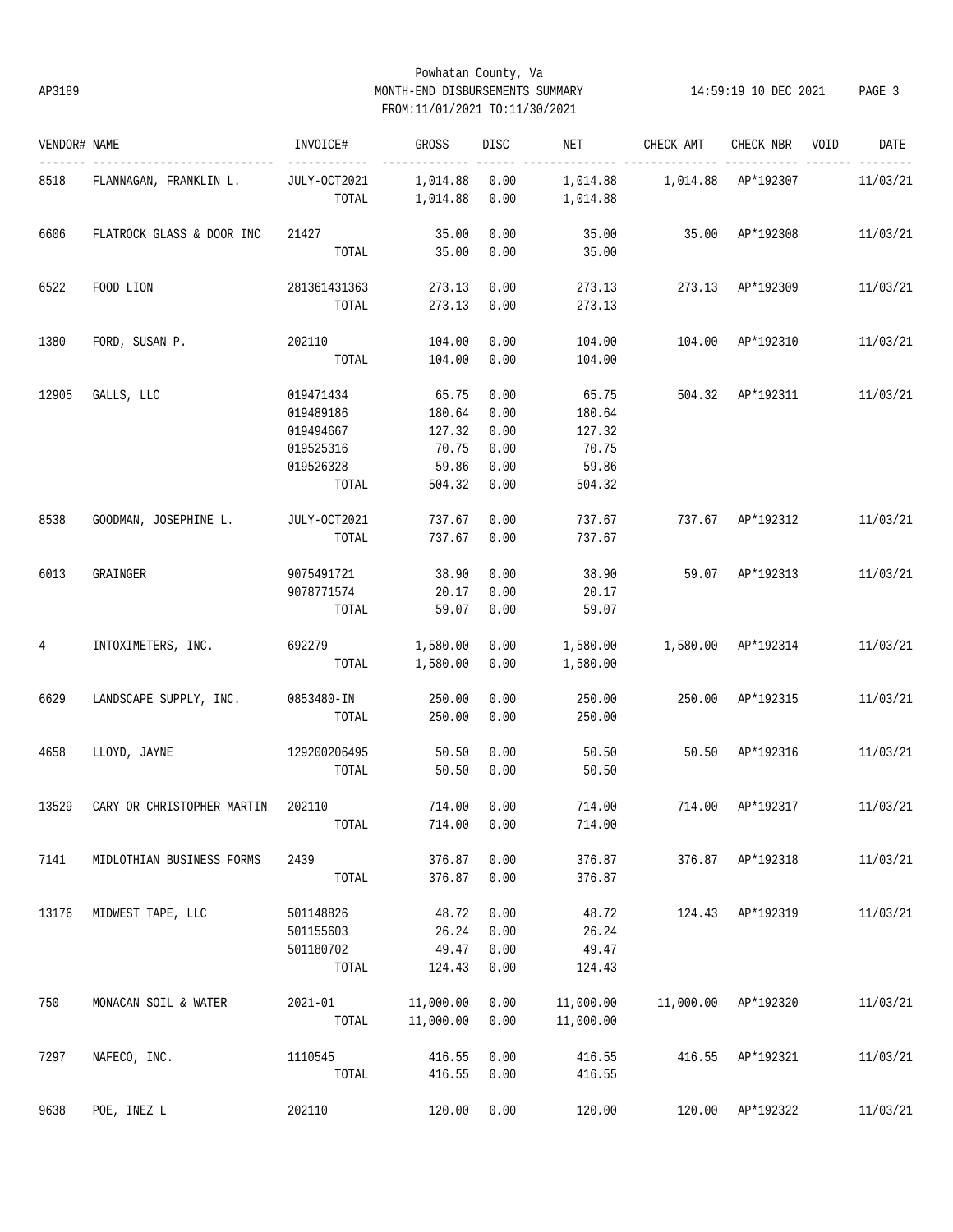Powhatan County, Va
MONTH-END DISBURSEMENTS SUMMARY
FROM:11/01/2021 TO:11/30/2021

AP3189 — 14:59:19 10 DEC 2021

| VENDOR# | NAME | INVOICE# | GROSS | DISC | NET | CHECK AMT | CHECK NBR | VOID | DATE |
|---|---|---|---|---|---|---|---|---|---|
| 8518 | FLANNAGAN, FRANKLIN L. | JULY-OCT2021 | 1,014.88 | 0.00 | 1,014.88 | 1,014.88 | AP*192307 | | 11/03/21 |
| | | TOTAL | 1,014.88 | 0.00 | 1,014.88 | | | | |
| 6606 | FLATROCK GLASS & DOOR INC | 21427 | 35.00 | 0.00 | 35.00 | 35.00 | AP*192308 | | 11/03/21 |
| | | TOTAL | 35.00 | 0.00 | 35.00 | | | | |
| 6522 | FOOD LION | 281361431363 | 273.13 | 0.00 | 273.13 | 273.13 | AP*192309 | | 11/03/21 |
| | | TOTAL | 273.13 | 0.00 | 273.13 | | | | |
| 1380 | FORD, SUSAN P. | 202110 | 104.00 | 0.00 | 104.00 | 104.00 | AP*192310 | | 11/03/21 |
| | | TOTAL | 104.00 | 0.00 | 104.00 | | | | |
| 12905 | GALLS, LLC | 019471434 | 65.75 | 0.00 | 65.75 | 504.32 | AP*192311 | | 11/03/21 |
| | | 019489186 | 180.64 | 0.00 | 180.64 | | | | |
| | | 019494667 | 127.32 | 0.00 | 127.32 | | | | |
| | | 019525316 | 70.75 | 0.00 | 70.75 | | | | |
| | | 019526328 | 59.86 | 0.00 | 59.86 | | | | |
| | | TOTAL | 504.32 | 0.00 | 504.32 | | | | |
| 8538 | GOODMAN, JOSEPHINE L. | JULY-OCT2021 | 737.67 | 0.00 | 737.67 | 737.67 | AP*192312 | | 11/03/21 |
| | | TOTAL | 737.67 | 0.00 | 737.67 | | | | |
| 6013 | GRAINGER | 9075491721 | 38.90 | 0.00 | 38.90 | 59.07 | AP*192313 | | 11/03/21 |
| | | 9078771574 | 20.17 | 0.00 | 20.17 | | | | |
| | | TOTAL | 59.07 | 0.00 | 59.07 | | | | |
| 4 | INTOXIMETERS, INC. | 692279 | 1,580.00 | 0.00 | 1,580.00 | 1,580.00 | AP*192314 | | 11/03/21 |
| | | TOTAL | 1,580.00 | 0.00 | 1,580.00 | | | | |
| 6629 | LANDSCAPE SUPPLY, INC. | 0853480-IN | 250.00 | 0.00 | 250.00 | 250.00 | AP*192315 | | 11/03/21 |
| | | TOTAL | 250.00 | 0.00 | 250.00 | | | | |
| 4658 | LLOYD, JAYNE | 129200206495 | 50.50 | 0.00 | 50.50 | 50.50 | AP*192316 | | 11/03/21 |
| | | TOTAL | 50.50 | 0.00 | 50.50 | | | | |
| 13529 | CARY OR CHRISTOPHER MARTIN | 202110 | 714.00 | 0.00 | 714.00 | 714.00 | AP*192317 | | 11/03/21 |
| | | TOTAL | 714.00 | 0.00 | 714.00 | | | | |
| 7141 | MIDLOTHIAN BUSINESS FORMS | 2439 | 376.87 | 0.00 | 376.87 | 376.87 | AP*192318 | | 11/03/21 |
| | | TOTAL | 376.87 | 0.00 | 376.87 | | | | |
| 13176 | MIDWEST TAPE, LLC | 501148826 | 48.72 | 0.00 | 48.72 | 124.43 | AP*192319 | | 11/03/21 |
| | | 501155603 | 26.24 | 0.00 | 26.24 | | | | |
| | | 501180702 | 49.47 | 0.00 | 49.47 | | | | |
| | | TOTAL | 124.43 | 0.00 | 124.43 | | | | |
| 750 | MONACAN SOIL & WATER | 2021-01 | 11,000.00 | 0.00 | 11,000.00 | 11,000.00 | AP*192320 | | 11/03/21 |
| | | TOTAL | 11,000.00 | 0.00 | 11,000.00 | | | | |
| 7297 | NAFECO, INC. | 1110545 | 416.55 | 0.00 | 416.55 | 416.55 | AP*192321 | | 11/03/21 |
| | | TOTAL | 416.55 | 0.00 | 416.55 | | | | |
| 9638 | POE, INEZ L | 202110 | 120.00 | 0.00 | 120.00 | 120.00 | AP*192322 | | 11/03/21 |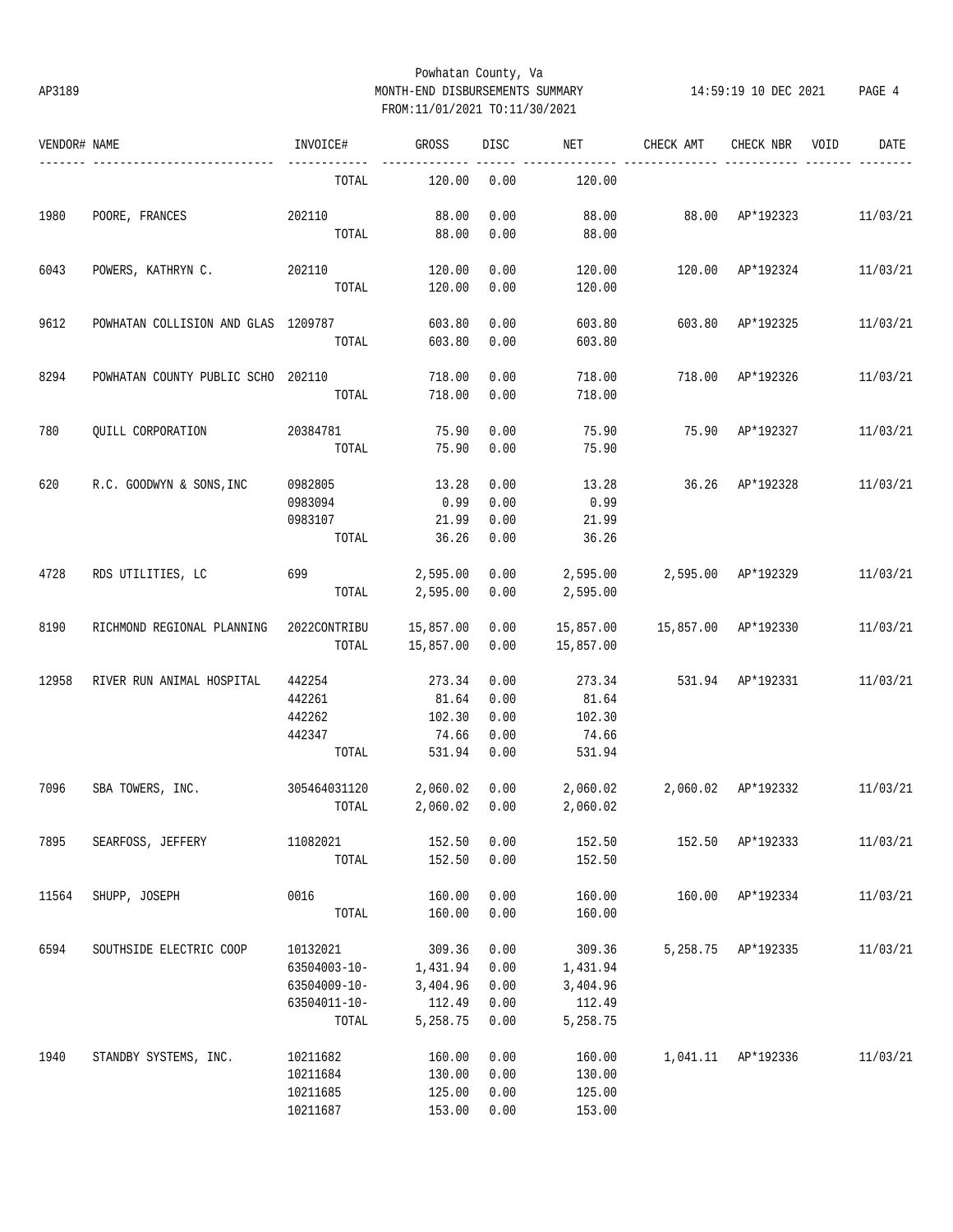Powhatan County, Va
AP3189 MONTH-END DISBURSEMENTS SUMMARY 14:59:19 10 DEC 2021
FROM:11/01/2021 TO:11/30/2021

| VENDOR# | NAME | INVOICE# | GROSS | DISC | NET | CHECK AMT | CHECK NBR | VOID | DATE |
|---|---|---|---|---|---|---|---|---|---|
| | | TOTAL | 120.00 | 0.00 | 120.00 | | | | |
| 1980 | POORE, FRANCES | 202110 | 88.00 | 0.00 | 88.00 | 88.00 | AP*192323 | | 11/03/21 |
| | | TOTAL | 88.00 | 0.00 | 88.00 | | | | |
| 6043 | POWERS, KATHRYN C. | 202110 | 120.00 | 0.00 | 120.00 | 120.00 | AP*192324 | | 11/03/21 |
| | | TOTAL | 120.00 | 0.00 | 120.00 | | | | |
| 9612 | POWHATAN COLLISION AND GLAS | 1209787 | 603.80 | 0.00 | 603.80 | 603.80 | AP*192325 | | 11/03/21 |
| | | TOTAL | 603.80 | 0.00 | 603.80 | | | | |
| 8294 | POWHATAN COUNTY PUBLIC SCHO | 202110 | 718.00 | 0.00 | 718.00 | 718.00 | AP*192326 | | 11/03/21 |
| | | TOTAL | 718.00 | 0.00 | 718.00 | | | | |
| 780 | QUILL CORPORATION | 20384781 | 75.90 | 0.00 | 75.90 | 75.90 | AP*192327 | | 11/03/21 |
| | | TOTAL | 75.90 | 0.00 | 75.90 | | | | |
| 620 | R.C. GOODWYN & SONS,INC | 0982805 | 13.28 | 0.00 | 13.28 | 36.26 | AP*192328 | | 11/03/21 |
| | | 0983094 | 0.99 | 0.00 | 0.99 | | | | |
| | | 0983107 | 21.99 | 0.00 | 21.99 | | | | |
| | | TOTAL | 36.26 | 0.00 | 36.26 | | | | |
| 4728 | RDS UTILITIES, LC | 699 | 2,595.00 | 0.00 | 2,595.00 | 2,595.00 | AP*192329 | | 11/03/21 |
| | | TOTAL | 2,595.00 | 0.00 | 2,595.00 | | | | |
| 8190 | RICHMOND REGIONAL PLANNING | 2022CONTRIBU | 15,857.00 | 0.00 | 15,857.00 | 15,857.00 | AP*192330 | | 11/03/21 |
| | | TOTAL | 15,857.00 | 0.00 | 15,857.00 | | | | |
| 12958 | RIVER RUN ANIMAL HOSPITAL | 442254 | 273.34 | 0.00 | 273.34 | 531.94 | AP*192331 | | 11/03/21 |
| | | 442261 | 81.64 | 0.00 | 81.64 | | | | |
| | | 442262 | 102.30 | 0.00 | 102.30 | | | | |
| | | 442347 | 74.66 | 0.00 | 74.66 | | | | |
| | | TOTAL | 531.94 | 0.00 | 531.94 | | | | |
| 7096 | SBA TOWERS, INC. | 305464031120 | 2,060.02 | 0.00 | 2,060.02 | 2,060.02 | AP*192332 | | 11/03/21 |
| | | TOTAL | 2,060.02 | 0.00 | 2,060.02 | | | | |
| 7895 | SEARFOSS, JEFFERY | 11082021 | 152.50 | 0.00 | 152.50 | 152.50 | AP*192333 | | 11/03/21 |
| | | TOTAL | 152.50 | 0.00 | 152.50 | | | | |
| 11564 | SHUPP, JOSEPH | 0016 | 160.00 | 0.00 | 160.00 | 160.00 | AP*192334 | | 11/03/21 |
| | | TOTAL | 160.00 | 0.00 | 160.00 | | | | |
| 6594 | SOUTHSIDE ELECTRIC COOP | 10132021 | 309.36 | 0.00 | 309.36 | 5,258.75 | AP*192335 | | 11/03/21 |
| | | 63504003-10- | 1,431.94 | 0.00 | 1,431.94 | | | | |
| | | 63504009-10- | 3,404.96 | 0.00 | 3,404.96 | | | | |
| | | 63504011-10- | 112.49 | 0.00 | 112.49 | | | | |
| | | TOTAL | 5,258.75 | 0.00 | 5,258.75 | | | | |
| 1940 | STANDBY SYSTEMS, INC. | 10211682 | 160.00 | 0.00 | 160.00 | 1,041.11 | AP*192336 | | 11/03/21 |
| | | 10211684 | 130.00 | 0.00 | 130.00 | | | | |
| | | 10211685 | 125.00 | 0.00 | 125.00 | | | | |
| | | 10211687 | 153.00 | 0.00 | 153.00 | | | | |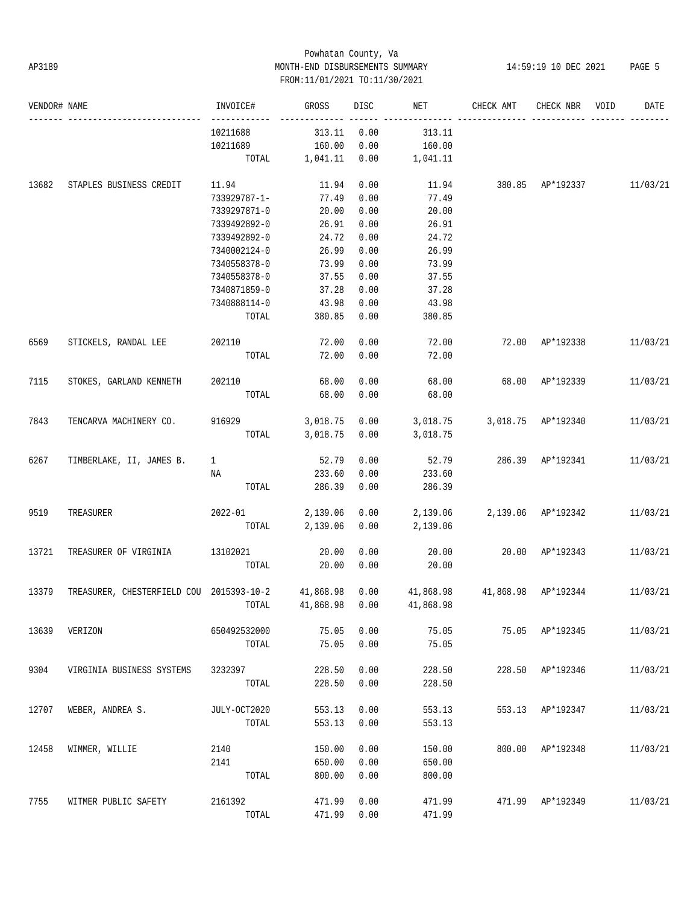Powhatan County, Va
MONTH-END DISBURSEMENTS SUMMARY
FROM:11/01/2021 TO:11/30/2021

| VENDOR# | NAME | INVOICE# | GROSS | DISC | NET | CHECK AMT | CHECK NBR | VOID | DATE |
|---|---|---|---|---|---|---|---|---|---|
| | | 10211688 | 313.11 | 0.00 | 313.11 | | | | |
| | | 10211689 | 160.00 | 0.00 | 160.00 | | | | |
| | | TOTAL | 1,041.11 | 0.00 | 1,041.11 | | | | |
| 13682 | STAPLES BUSINESS CREDIT | 11.94 | 11.94 | 0.00 | 11.94 | 380.85 | AP*192337 | | 11/03/21 |
| | | 733929787-1- | 77.49 | 0.00 | 77.49 | | | | |
| | | 7339297871-0 | 20.00 | 0.00 | 20.00 | | | | |
| | | 7339492892-0 | 26.91 | 0.00 | 26.91 | | | | |
| | | 7339492892-0 | 24.72 | 0.00 | 24.72 | | | | |
| | | 7340002124-0 | 26.99 | 0.00 | 26.99 | | | | |
| | | 7340558378-0 | 73.99 | 0.00 | 73.99 | | | | |
| | | 7340558378-0 | 37.55 | 0.00 | 37.55 | | | | |
| | | 7340871859-0 | 37.28 | 0.00 | 37.28 | | | | |
| | | 7340888114-0 | 43.98 | 0.00 | 43.98 | | | | |
| | | TOTAL | 380.85 | 0.00 | 380.85 | | | | |
| 6569 | STICKELS, RANDAL LEE | 202110 | 72.00 | 0.00 | 72.00 | 72.00 | AP*192338 | | 11/03/21 |
| | | TOTAL | 72.00 | 0.00 | 72.00 | | | | |
| 7115 | STOKES, GARLAND KENNETH | 202110 | 68.00 | 0.00 | 68.00 | 68.00 | AP*192339 | | 11/03/21 |
| | | TOTAL | 68.00 | 0.00 | 68.00 | | | | |
| 7843 | TENCARVA MACHINERY CO. | 916929 | 3,018.75 | 0.00 | 3,018.75 | 3,018.75 | AP*192340 | | 11/03/21 |
| | | TOTAL | 3,018.75 | 0.00 | 3,018.75 | | | | |
| 6267 | TIMBERLAKE, II, JAMES B. | 1 | 52.79 | 0.00 | 52.79 | 286.39 | AP*192341 | | 11/03/21 |
| | | NA | 233.60 | 0.00 | 233.60 | | | | |
| | | TOTAL | 286.39 | 0.00 | 286.39 | | | | |
| 9519 | TREASURER | 2022-01 | 2,139.06 | 0.00 | 2,139.06 | 2,139.06 | AP*192342 | | 11/03/21 |
| | | TOTAL | 2,139.06 | 0.00 | 2,139.06 | | | | |
| 13721 | TREASURER OF VIRGINIA | 13102021 | 20.00 | 0.00 | 20.00 | 20.00 | AP*192343 | | 11/03/21 |
| | | TOTAL | 20.00 | 0.00 | 20.00 | | | | |
| 13379 | TREASURER, CHESTERFIELD COU | 2015393-10-2 | 41,868.98 | 0.00 | 41,868.98 | 41,868.98 | AP*192344 | | 11/03/21 |
| | | TOTAL | 41,868.98 | 0.00 | 41,868.98 | | | | |
| 13639 | VERIZON | 650492532000 | 75.05 | 0.00 | 75.05 | 75.05 | AP*192345 | | 11/03/21 |
| | | TOTAL | 75.05 | 0.00 | 75.05 | | | | |
| 9304 | VIRGINIA BUSINESS SYSTEMS | 3232397 | 228.50 | 0.00 | 228.50 | 228.50 | AP*192346 | | 11/03/21 |
| | | TOTAL | 228.50 | 0.00 | 228.50 | | | | |
| 12707 | WEBER, ANDREA S. | JULY-OCT2020 | 553.13 | 0.00 | 553.13 | 553.13 | AP*192347 | | 11/03/21 |
| | | TOTAL | 553.13 | 0.00 | 553.13 | | | | |
| 12458 | WIMMER, WILLIE | 2140 | 150.00 | 0.00 | 150.00 | 800.00 | AP*192348 | | 11/03/21 |
| | | 2141 | 650.00 | 0.00 | 650.00 | | | | |
| | | TOTAL | 800.00 | 0.00 | 800.00 | | | | |
| 7755 | WITMER PUBLIC SAFETY | 2161392 | 471.99 | 0.00 | 471.99 | 471.99 | AP*192349 | | 11/03/21 |
| | | TOTAL | 471.99 | 0.00 | 471.99 | | | | |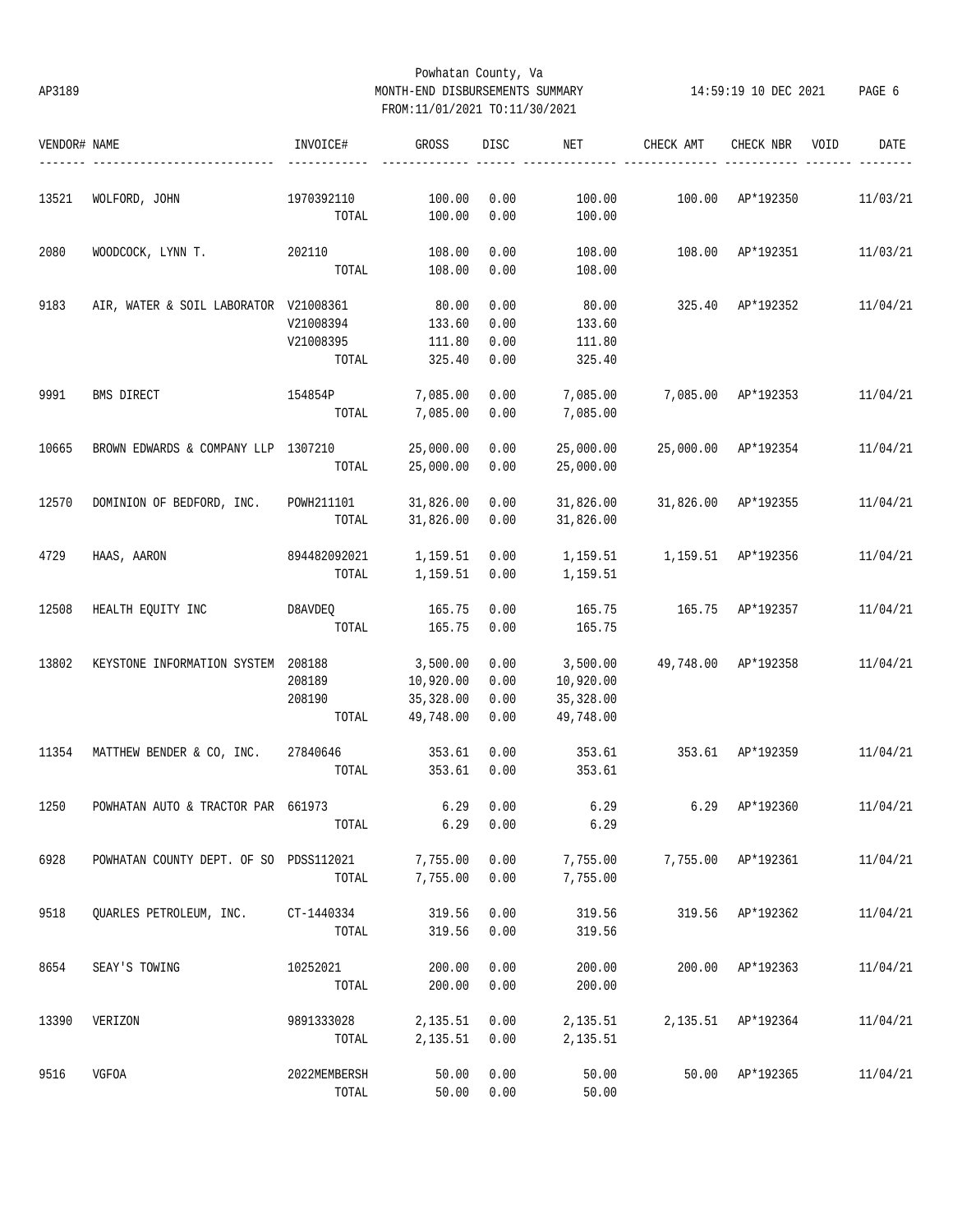Powhatan County, Va
AP3189 MONTH-END DISBURSEMENTS SUMMARY 14:59:19 10 DEC 2021
FROM:11/01/2021 TO:11/30/2021

| VENDOR# | NAME | INVOICE# | GROSS | DISC | NET | CHECK AMT | CHECK NBR | VOID | DATE |
|---|---|---|---|---|---|---|---|---|---|
| 13521 | WOLFORD, JOHN | 1970392110 | 100.00 | 0.00 | 100.00 | 100.00 | AP*192350 | | 11/03/21 |
| | | TOTAL | 100.00 | 0.00 | 100.00 | | | | |
| 2080 | WOODCOCK, LYNN T. | 202110 | 108.00 | 0.00 | 108.00 | 108.00 | AP*192351 | | 11/03/21 |
| | | TOTAL | 108.00 | 0.00 | 108.00 | | | | |
| 9183 | AIR, WATER & SOIL LABORATOR | V21008361 | 80.00 | 0.00 | 80.00 | 325.40 | AP*192352 | | 11/04/21 |
| | | V21008394 | 133.60 | 0.00 | 133.60 | | | | |
| | | V21008395 | 111.80 | 0.00 | 111.80 | | | | |
| | | TOTAL | 325.40 | 0.00 | 325.40 | | | | |
| 9991 | BMS DIRECT | 154854P | 7,085.00 | 0.00 | 7,085.00 | 7,085.00 | AP*192353 | | 11/04/21 |
| | | TOTAL | 7,085.00 | 0.00 | 7,085.00 | | | | |
| 10665 | BROWN EDWARDS & COMPANY LLP | 1307210 | 25,000.00 | 0.00 | 25,000.00 | 25,000.00 | AP*192354 | | 11/04/21 |
| | | TOTAL | 25,000.00 | 0.00 | 25,000.00 | | | | |
| 12570 | DOMINION OF BEDFORD, INC. | POWH211101 | 31,826.00 | 0.00 | 31,826.00 | 31,826.00 | AP*192355 | | 11/04/21 |
| | | TOTAL | 31,826.00 | 0.00 | 31,826.00 | | | | |
| 4729 | HAAS, AARON | 894482092021 | 1,159.51 | 0.00 | 1,159.51 | 1,159.51 | AP*192356 | | 11/04/21 |
| | | TOTAL | 1,159.51 | 0.00 | 1,159.51 | | | | |
| 12508 | HEALTH EQUITY INC | D8AVDEQ | 165.75 | 0.00 | 165.75 | 165.75 | AP*192357 | | 11/04/21 |
| | | TOTAL | 165.75 | 0.00 | 165.75 | | | | |
| 13802 | KEYSTONE INFORMATION SYSTEM | 208188 | 3,500.00 | 0.00 | 3,500.00 | 49,748.00 | AP*192358 | | 11/04/21 |
| | | 208189 | 10,920.00 | 0.00 | 10,920.00 | | | | |
| | | 208190 | 35,328.00 | 0.00 | 35,328.00 | | | | |
| | | TOTAL | 49,748.00 | 0.00 | 49,748.00 | | | | |
| 11354 | MATTHEW BENDER & CO, INC. | 27840646 | 353.61 | 0.00 | 353.61 | 353.61 | AP*192359 | | 11/04/21 |
| | | TOTAL | 353.61 | 0.00 | 353.61 | | | | |
| 1250 | POWHATAN AUTO & TRACTOR PAR | 661973 | 6.29 | 0.00 | 6.29 | 6.29 | AP*192360 | | 11/04/21 |
| | | TOTAL | 6.29 | 0.00 | 6.29 | | | | |
| 6928 | POWHATAN COUNTY DEPT. OF SO | PDSS112021 | 7,755.00 | 0.00 | 7,755.00 | 7,755.00 | AP*192361 | | 11/04/21 |
| | | TOTAL | 7,755.00 | 0.00 | 7,755.00 | | | | |
| 9518 | QUARLES PETROLEUM, INC. | CT-1440334 | 319.56 | 0.00 | 319.56 | 319.56 | AP*192362 | | 11/04/21 |
| | | TOTAL | 319.56 | 0.00 | 319.56 | | | | |
| 8654 | SEAY'S TOWING | 10252021 | 200.00 | 0.00 | 200.00 | 200.00 | AP*192363 | | 11/04/21 |
| | | TOTAL | 200.00 | 0.00 | 200.00 | | | | |
| 13390 | VERIZON | 9891333028 | 2,135.51 | 0.00 | 2,135.51 | 2,135.51 | AP*192364 | | 11/04/21 |
| | | TOTAL | 2,135.51 | 0.00 | 2,135.51 | | | | |
| 9516 | VGFOA | 2022MEMBERSH | 50.00 | 0.00 | 50.00 | 50.00 | AP*192365 | | 11/04/21 |
| | | TOTAL | 50.00 | 0.00 | 50.00 | | | | |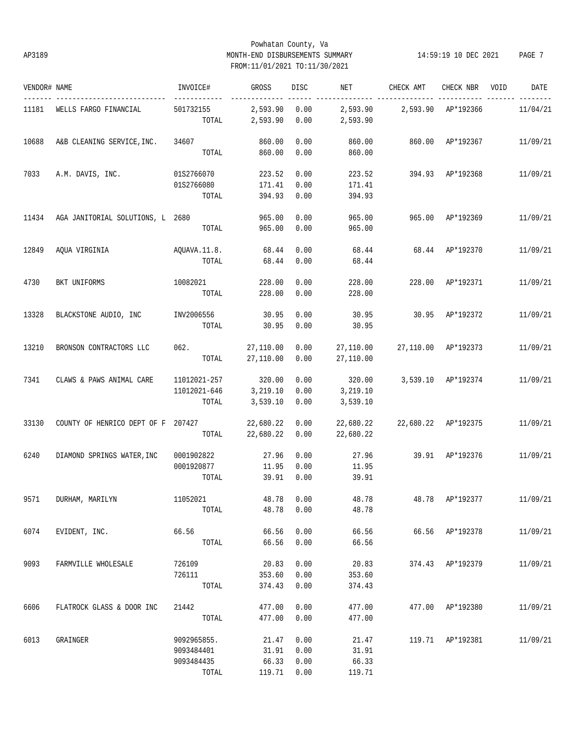Powhatan County, Va
AP3189 MONTH-END DISBURSEMENTS SUMMARY 14:59:19 10 DEC 2021
FROM:11/01/2021 TO:11/30/2021

| VENDOR# | NAME | INVOICE# | GROSS | DISC | NET | CHECK AMT | CHECK NBR | VOID | DATE |
|---|---|---|---|---|---|---|---|---|---|
| 11181 | WELLS FARGO FINANCIAL | 501732155 | 2,593.90 | 0.00 | 2,593.90 | 2,593.90 | AP*192366 | | 11/04/21 |
| | | TOTAL | 2,593.90 | 0.00 | 2,593.90 | | | | |
| 10688 | A&B CLEANING SERVICE,INC. | 34607 | 860.00 | 0.00 | 860.00 | 860.00 | AP*192367 | | 11/09/21 |
| | | TOTAL | 860.00 | 0.00 | 860.00 | | | | |
| 7033 | A.M. DAVIS, INC. | 01S2766070 | 223.52 | 0.00 | 223.52 | 394.93 | AP*192368 | | 11/09/21 |
| | | 01S2766080 | 171.41 | 0.00 | 171.41 | | | | |
| | | TOTAL | 394.93 | 0.00 | 394.93 | | | | |
| 11434 | AGA JANITORIAL SOLUTIONS, L | 2680 | 965.00 | 0.00 | 965.00 | 965.00 | AP*192369 | | 11/09/21 |
| | | TOTAL | 965.00 | 0.00 | 965.00 | | | | |
| 12849 | AQUA VIRGINIA | AQUAVA.11.8. | 68.44 | 0.00 | 68.44 | 68.44 | AP*192370 | | 11/09/21 |
| | | TOTAL | 68.44 | 0.00 | 68.44 | | | | |
| 4730 | BKT UNIFORMS | 10082021 | 228.00 | 0.00 | 228.00 | 228.00 | AP*192371 | | 11/09/21 |
| | | TOTAL | 228.00 | 0.00 | 228.00 | | | | |
| 13328 | BLACKSTONE AUDIO, INC | INV2006556 | 30.95 | 0.00 | 30.95 | 30.95 | AP*192372 | | 11/09/21 |
| | | TOTAL | 30.95 | 0.00 | 30.95 | | | | |
| 13210 | BRONSON CONTRACTORS LLC | 062. | 27,110.00 | 0.00 | 27,110.00 | 27,110.00 | AP*192373 | | 11/09/21 |
| | | TOTAL | 27,110.00 | 0.00 | 27,110.00 | | | | |
| 7341 | CLAWS & PAWS ANIMAL CARE | 11012021-257 | 320.00 | 0.00 | 320.00 | 3,539.10 | AP*192374 | | 11/09/21 |
| | | 11012021-646 | 3,219.10 | 0.00 | 3,219.10 | | | | |
| | | TOTAL | 3,539.10 | 0.00 | 3,539.10 | | | | |
| 33130 | COUNTY OF HENRICO DEPT OF F | 207427 | 22,680.22 | 0.00 | 22,680.22 | 22,680.22 | AP*192375 | | 11/09/21 |
| | | TOTAL | 22,680.22 | 0.00 | 22,680.22 | | | | |
| 6240 | DIAMOND SPRINGS WATER,INC | 0001902822 | 27.96 | 0.00 | 27.96 | 39.91 | AP*192376 | | 11/09/21 |
| | | 0001920877 | 11.95 | 0.00 | 11.95 | | | | |
| | | TOTAL | 39.91 | 0.00 | 39.91 | | | | |
| 9571 | DURHAM, MARILYN | 11052021 | 48.78 | 0.00 | 48.78 | 48.78 | AP*192377 | | 11/09/21 |
| | | TOTAL | 48.78 | 0.00 | 48.78 | | | | |
| 6074 | EVIDENT, INC. | 66.56 | 66.56 | 0.00 | 66.56 | 66.56 | AP*192378 | | 11/09/21 |
| | | TOTAL | 66.56 | 0.00 | 66.56 | | | | |
| 9093 | FARMVILLE WHOLESALE | 726109 | 20.83 | 0.00 | 20.83 | 374.43 | AP*192379 | | 11/09/21 |
| | | 726111 | 353.60 | 0.00 | 353.60 | | | | |
| | | TOTAL | 374.43 | 0.00 | 374.43 | | | | |
| 6606 | FLATROCK GLASS & DOOR INC | 21442 | 477.00 | 0.00 | 477.00 | 477.00 | AP*192380 | | 11/09/21 |
| | | TOTAL | 477.00 | 0.00 | 477.00 | | | | |
| 6013 | GRAINGER | 9092965855. | 21.47 | 0.00 | 21.47 | 119.71 | AP*192381 | | 11/09/21 |
| | | 9093484401 | 31.91 | 0.00 | 31.91 | | | | |
| | | 9093484435 | 66.33 | 0.00 | 66.33 | | | | |
| | | TOTAL | 119.71 | 0.00 | 119.71 | | | | |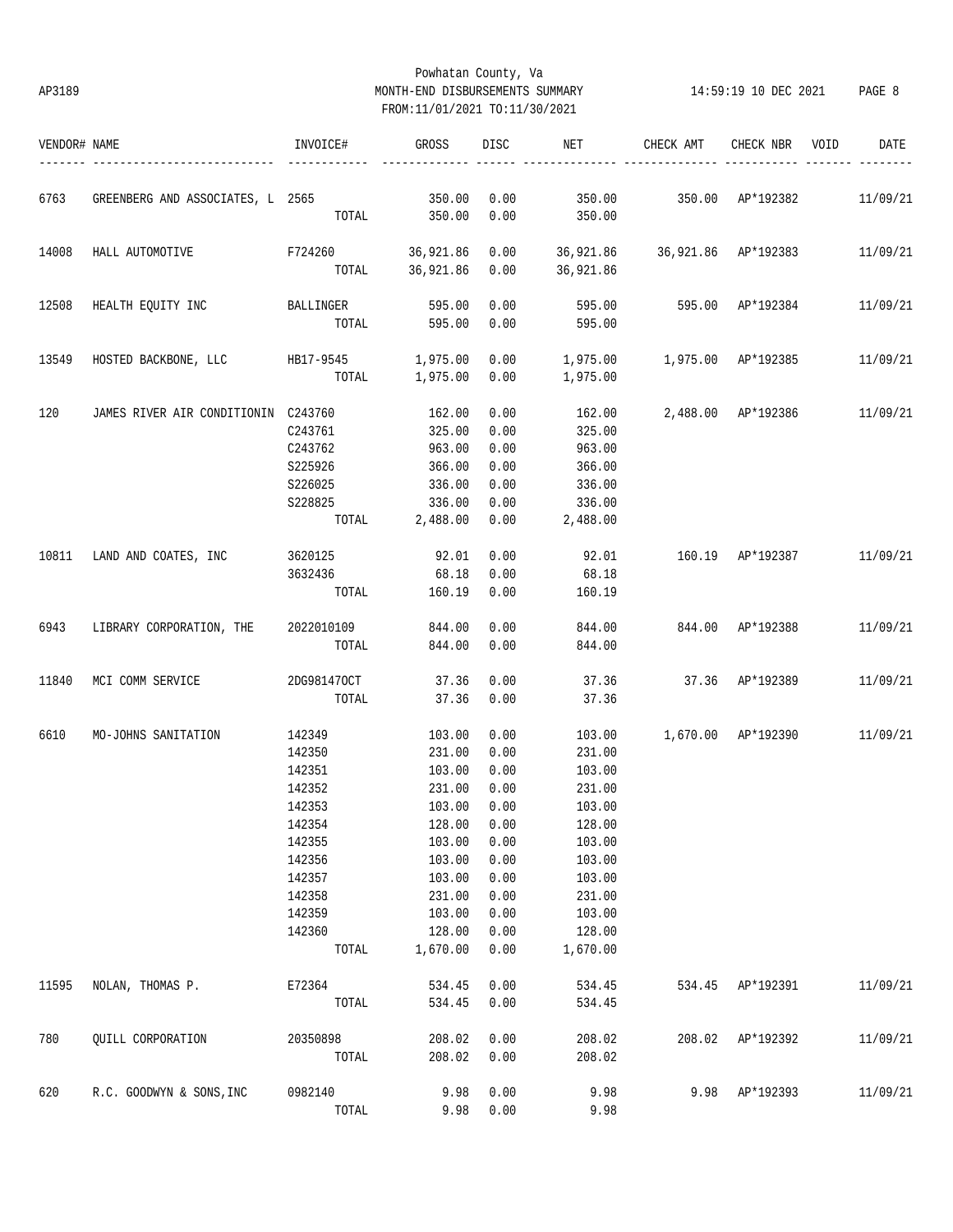Powhatan County, Va
MONTH-END DISBURSEMENTS SUMMARY
FROM:11/01/2021 TO:11/30/2021

| VENDOR# | NAME | INVOICE# | GROSS | DISC | NET | CHECK AMT | CHECK NBR | VOID | DATE |
|---|---|---|---|---|---|---|---|---|---|
| 6763 | GREENBERG AND ASSOCIATES, L | 2565 | 350.00 | 0.00 | 350.00 | 350.00 | AP*192382 | | 11/09/21 |
| | | TOTAL | 350.00 | 0.00 | 350.00 | | | | |
| 14008 | HALL AUTOMOTIVE | F724260 | 36,921.86 | 0.00 | 36,921.86 | 36,921.86 | AP*192383 | | 11/09/21 |
| | | TOTAL | 36,921.86 | 0.00 | 36,921.86 | | | | |
| 12508 | HEALTH EQUITY INC | BALLINGER | 595.00 | 0.00 | 595.00 | 595.00 | AP*192384 | | 11/09/21 |
| | | TOTAL | 595.00 | 0.00 | 595.00 | | | | |
| 13549 | HOSTED BACKBONE, LLC | HB17-9545 | 1,975.00 | 0.00 | 1,975.00 | 1,975.00 | AP*192385 | | 11/09/21 |
| | | TOTAL | 1,975.00 | 0.00 | 1,975.00 | | | | |
| 120 | JAMES RIVER AIR CONDITIONIN | C243760 | 162.00 | 0.00 | 162.00 | 2,488.00 | AP*192386 | | 11/09/21 |
| | | C243761 | 325.00 | 0.00 | 325.00 | | | | |
| | | C243762 | 963.00 | 0.00 | 963.00 | | | | |
| | | S225926 | 366.00 | 0.00 | 366.00 | | | | |
| | | S226025 | 336.00 | 0.00 | 336.00 | | | | |
| | | S228825 | 336.00 | 0.00 | 336.00 | | | | |
| | | TOTAL | 2,488.00 | 0.00 | 2,488.00 | | | | |
| 10811 | LAND AND COATES, INC | 3620125 | 92.01 | 0.00 | 92.01 | 160.19 | AP*192387 | | 11/09/21 |
| | | 3632436 | 68.18 | 0.00 | 68.18 | | | | |
| | | TOTAL | 160.19 | 0.00 | 160.19 | | | | |
| 6943 | LIBRARY CORPORATION, THE | 2022010109 | 844.00 | 0.00 | 844.00 | 844.00 | AP*192388 | | 11/09/21 |
| | | TOTAL | 844.00 | 0.00 | 844.00 | | | | |
| 11840 | MCI COMM SERVICE | 2DG98147OCT | 37.36 | 0.00 | 37.36 | 37.36 | AP*192389 | | 11/09/21 |
| | | TOTAL | 37.36 | 0.00 | 37.36 | | | | |
| 6610 | MO-JOHNS SANITATION | 142349 | 103.00 | 0.00 | 103.00 | 1,670.00 | AP*192390 | | 11/09/21 |
| | | 142350 | 231.00 | 0.00 | 231.00 | | | | |
| | | 142351 | 103.00 | 0.00 | 103.00 | | | | |
| | | 142352 | 231.00 | 0.00 | 231.00 | | | | |
| | | 142353 | 103.00 | 0.00 | 103.00 | | | | |
| | | 142354 | 128.00 | 0.00 | 128.00 | | | | |
| | | 142355 | 103.00 | 0.00 | 103.00 | | | | |
| | | 142356 | 103.00 | 0.00 | 103.00 | | | | |
| | | 142357 | 103.00 | 0.00 | 103.00 | | | | |
| | | 142358 | 231.00 | 0.00 | 231.00 | | | | |
| | | 142359 | 103.00 | 0.00 | 103.00 | | | | |
| | | 142360 | 128.00 | 0.00 | 128.00 | | | | |
| | | TOTAL | 1,670.00 | 0.00 | 1,670.00 | | | | |
| 11595 | NOLAN, THOMAS P. | E72364 | 534.45 | 0.00 | 534.45 | 534.45 | AP*192391 | | 11/09/21 |
| | | TOTAL | 534.45 | 0.00 | 534.45 | | | | |
| 780 | QUILL CORPORATION | 20350898 | 208.02 | 0.00 | 208.02 | 208.02 | AP*192392 | | 11/09/21 |
| | | TOTAL | 208.02 | 0.00 | 208.02 | | | | |
| 620 | R.C. GOODWYN & SONS,INC | 0982140 | 9.98 | 0.00 | 9.98 | 9.98 | AP*192393 | | 11/09/21 |
| | | TOTAL | 9.98 | 0.00 | 9.98 | | | | |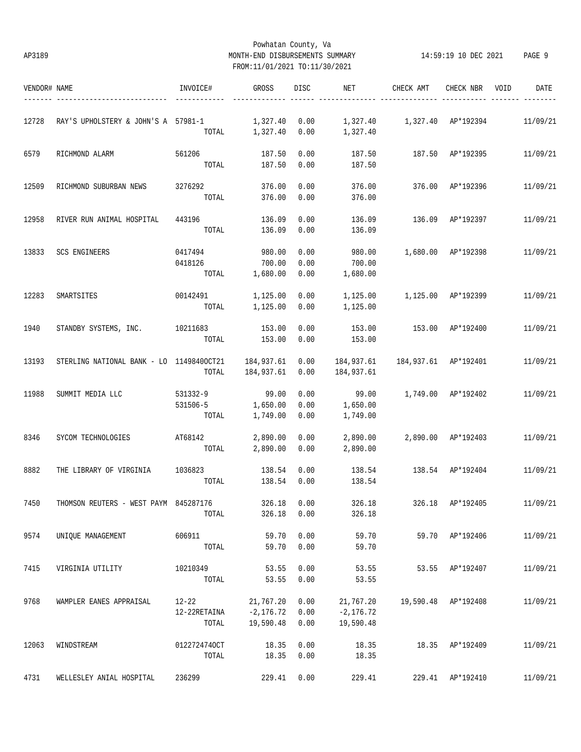Powhatan County, Va

AP3189 MONTH-END DISBURSEMENTS SUMMARY 14:59:19 10 DEC 2021

FROM:11/01/2021 TO:11/30/2021

| VENDOR# | NAME | INVOICE# | GROSS | DISC | NET | CHECK AMT | CHECK NBR | VOID | DATE |
|---|---|---|---|---|---|---|---|---|---|
| 12728 | RAY'S UPHOLSTERY & JOHN'S A | 57981-1 | 1,327.40 | 0.00 | 1,327.40 | 1,327.40 | AP*192394 | | 11/09/21 |
| | | TOTAL | 1,327.40 | 0.00 | 1,327.40 | | | | |
| 6579 | RICHMOND ALARM | 561206 | 187.50 | 0.00 | 187.50 | 187.50 | AP*192395 | | 11/09/21 |
| | | TOTAL | 187.50 | 0.00 | 187.50 | | | | |
| 12509 | RICHMOND SUBURBAN NEWS | 3276292 | 376.00 | 0.00 | 376.00 | 376.00 | AP*192396 | | 11/09/21 |
| | | TOTAL | 376.00 | 0.00 | 376.00 | | | | |
| 12958 | RIVER RUN ANIMAL HOSPITAL | 443196 | 136.09 | 0.00 | 136.09 | 136.09 | AP*192397 | | 11/09/21 |
| | | TOTAL | 136.09 | 0.00 | 136.09 | | | | |
| 13833 | SCS ENGINEERS | 0417494 | 980.00 | 0.00 | 980.00 | 1,680.00 | AP*192398 | | 11/09/21 |
| | | 0418126 | 700.00 | 0.00 | 700.00 | | | | |
| | | TOTAL | 1,680.00 | 0.00 | 1,680.00 | | | | |
| 12283 | SMARTSITES | 00142491 | 1,125.00 | 0.00 | 1,125.00 | 1,125.00 | AP*192399 | | 11/09/21 |
| | | TOTAL | 1,125.00 | 0.00 | 1,125.00 | | | | |
| 1940 | STANDBY SYSTEMS, INC. | 10211683 | 153.00 | 0.00 | 153.00 | 153.00 | AP*192400 | | 11/09/21 |
| | | TOTAL | 153.00 | 0.00 | 153.00 | | | | |
| 13193 | STERLING NATIONAL BANK - LO | 11498400CT21 | 184,937.61 | 0.00 | 184,937.61 | 184,937.61 | AP*192401 | | 11/09/21 |
| | | TOTAL | 184,937.61 | 0.00 | 184,937.61 | | | | |
| 11988 | SUMMIT MEDIA LLC | 531332-9 | 99.00 | 0.00 | 99.00 | 1,749.00 | AP*192402 | | 11/09/21 |
| | | 531506-5 | 1,650.00 | 0.00 | 1,650.00 | | | | |
| | | TOTAL | 1,749.00 | 0.00 | 1,749.00 | | | | |
| 8346 | SYCOM TECHNOLOGIES | AT68142 | 2,890.00 | 0.00 | 2,890.00 | 2,890.00 | AP*192403 | | 11/09/21 |
| | | TOTAL | 2,890.00 | 0.00 | 2,890.00 | | | | |
| 8882 | THE LIBRARY OF VIRGINIA | 1036823 | 138.54 | 0.00 | 138.54 | 138.54 | AP*192404 | | 11/09/21 |
| | | TOTAL | 138.54 | 0.00 | 138.54 | | | | |
| 7450 | THOMSON REUTERS - WEST PAYM | 845287176 | 326.18 | 0.00 | 326.18 | 326.18 | AP*192405 | | 11/09/21 |
| | | TOTAL | 326.18 | 0.00 | 326.18 | | | | |
| 9574 | UNIQUE MANAGEMENT | 606911 | 59.70 | 0.00 | 59.70 | 59.70 | AP*192406 | | 11/09/21 |
| | | TOTAL | 59.70 | 0.00 | 59.70 | | | | |
| 7415 | VIRGINIA UTILITY | 10210349 | 53.55 | 0.00 | 53.55 | 53.55 | AP*192407 | | 11/09/21 |
| | | TOTAL | 53.55 | 0.00 | 53.55 | | | | |
| 9768 | WAMPLER EANES APPRAISAL | 12-22 | 21,767.20 | 0.00 | 21,767.20 | 19,590.48 | AP*192408 | | 11/09/21 |
| | | 12-22RETAINA | -2,176.72 | 0.00 | -2,176.72 | | | | |
| | | TOTAL | 19,590.48 | 0.00 | 19,590.48 | | | | |
| 12063 | WINDSTREAM | 0122724740CT | 18.35 | 0.00 | 18.35 | 18.35 | AP*192409 | | 11/09/21 |
| | | TOTAL | 18.35 | 0.00 | 18.35 | | | | |
| 4731 | WELLESLEY ANIAL HOSPITAL | 236299 | 229.41 | 0.00 | 229.41 | 229.41 | AP*192410 | | 11/09/21 |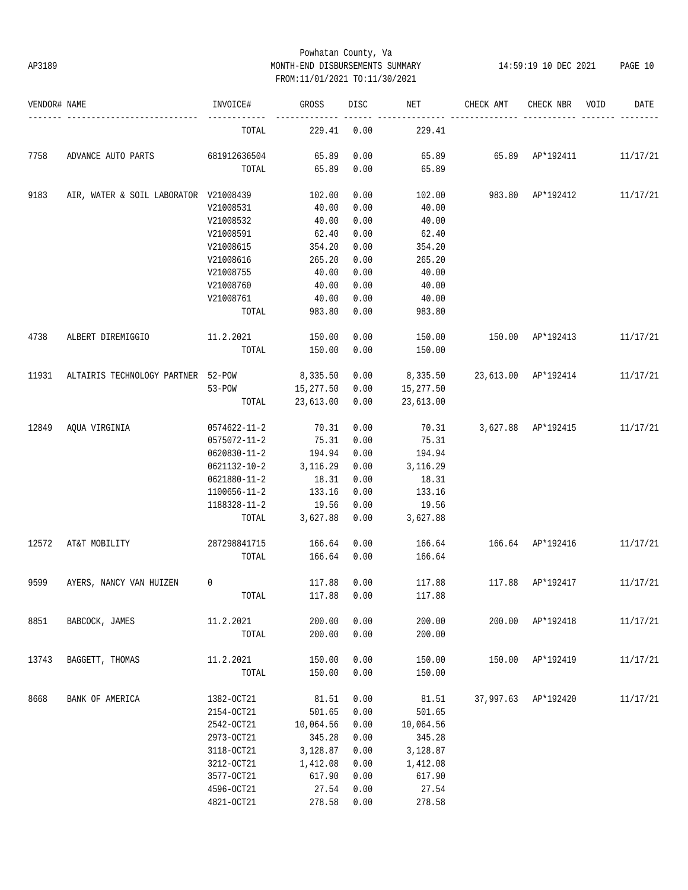Powhatan County, Va
AP3189 MONTH-END DISBURSEMENTS SUMMARY 14:59:19 10 DEC 2021
FROM:11/01/2021 TO:11/30/2021

| VENDOR# | NAME | INVOICE# | GROSS | DISC | NET | CHECK AMT | CHECK NBR | VOID | DATE |
|---|---|---|---|---|---|---|---|---|---|
| | | TOTAL | 229.41 | 0.00 | 229.41 | | | | |
| 7758 | ADVANCE AUTO PARTS | 681912636504 | 65.89 | 0.00 | 65.89 | 65.89 | AP*192411 | | 11/17/21 |
| | | TOTAL | 65.89 | 0.00 | 65.89 | | | | |
| 9183 | AIR, WATER & SOIL LABORATOR | V21008439 | 102.00 | 0.00 | 102.00 | 983.80 | AP*192412 | | 11/17/21 |
| | | V21008531 | 40.00 | 0.00 | 40.00 | | | | |
| | | V21008532 | 40.00 | 0.00 | 40.00 | | | | |
| | | V21008591 | 62.40 | 0.00 | 62.40 | | | | |
| | | V21008615 | 354.20 | 0.00 | 354.20 | | | | |
| | | V21008616 | 265.20 | 0.00 | 265.20 | | | | |
| | | V21008755 | 40.00 | 0.00 | 40.00 | | | | |
| | | V21008760 | 40.00 | 0.00 | 40.00 | | | | |
| | | V21008761 | 40.00 | 0.00 | 40.00 | | | | |
| | | TOTAL | 983.80 | 0.00 | 983.80 | | | | |
| 4738 | ALBERT DIREMIGGIO | 11.2.2021 | 150.00 | 0.00 | 150.00 | 150.00 | AP*192413 | | 11/17/21 |
| | | TOTAL | 150.00 | 0.00 | 150.00 | | | | |
| 11931 | ALTAIRIS TECHNOLOGY PARTNER | 52-POW | 8,335.50 | 0.00 | 8,335.50 | 23,613.00 | AP*192414 | | 11/17/21 |
| | | 53-POW | 15,277.50 | 0.00 | 15,277.50 | | | | |
| | | TOTAL | 23,613.00 | 0.00 | 23,613.00 | | | | |
| 12849 | AQUA VIRGINIA | 0574622-11-2 | 70.31 | 0.00 | 70.31 | 3,627.88 | AP*192415 | | 11/17/21 |
| | | 0575072-11-2 | 75.31 | 0.00 | 75.31 | | | | |
| | | 0620830-11-2 | 194.94 | 0.00 | 194.94 | | | | |
| | | 0621132-10-2 | 3,116.29 | 0.00 | 3,116.29 | | | | |
| | | 0621880-11-2 | 18.31 | 0.00 | 18.31 | | | | |
| | | 1100656-11-2 | 133.16 | 0.00 | 133.16 | | | | |
| | | 1188328-11-2 | 19.56 | 0.00 | 19.56 | | | | |
| | | TOTAL | 3,627.88 | 0.00 | 3,627.88 | | | | |
| 12572 | AT&T MOBILITY | 287298841715 | 166.64 | 0.00 | 166.64 | 166.64 | AP*192416 | | 11/17/21 |
| | | TOTAL | 166.64 | 0.00 | 166.64 | | | | |
| 9599 | AYERS, NANCY VAN HUIZEN | 0 | 117.88 | 0.00 | 117.88 | 117.88 | AP*192417 | | 11/17/21 |
| | | TOTAL | 117.88 | 0.00 | 117.88 | | | | |
| 8851 | BABCOCK, JAMES | 11.2.2021 | 200.00 | 0.00 | 200.00 | 200.00 | AP*192418 | | 11/17/21 |
| | | TOTAL | 200.00 | 0.00 | 200.00 | | | | |
| 13743 | BAGGETT, THOMAS | 11.2.2021 | 150.00 | 0.00 | 150.00 | 150.00 | AP*192419 | | 11/17/21 |
| | | TOTAL | 150.00 | 0.00 | 150.00 | | | | |
| 8668 | BANK OF AMERICA | 1382-OCT21 | 81.51 | 0.00 | 81.51 | 37,997.63 | AP*192420 | | 11/17/21 |
| | | 2154-OCT21 | 501.65 | 0.00 | 501.65 | | | | |
| | | 2542-OCT21 | 10,064.56 | 0.00 | 10,064.56 | | | | |
| | | 2973-OCT21 | 345.28 | 0.00 | 345.28 | | | | |
| | | 3118-OCT21 | 3,128.87 | 0.00 | 3,128.87 | | | | |
| | | 3212-OCT21 | 1,412.08 | 0.00 | 1,412.08 | | | | |
| | | 3577-OCT21 | 617.90 | 0.00 | 617.90 | | | | |
| | | 4596-OCT21 | 27.54 | 0.00 | 27.54 | | | | |
| | | 4821-OCT21 | 278.58 | 0.00 | 278.58 | | | | |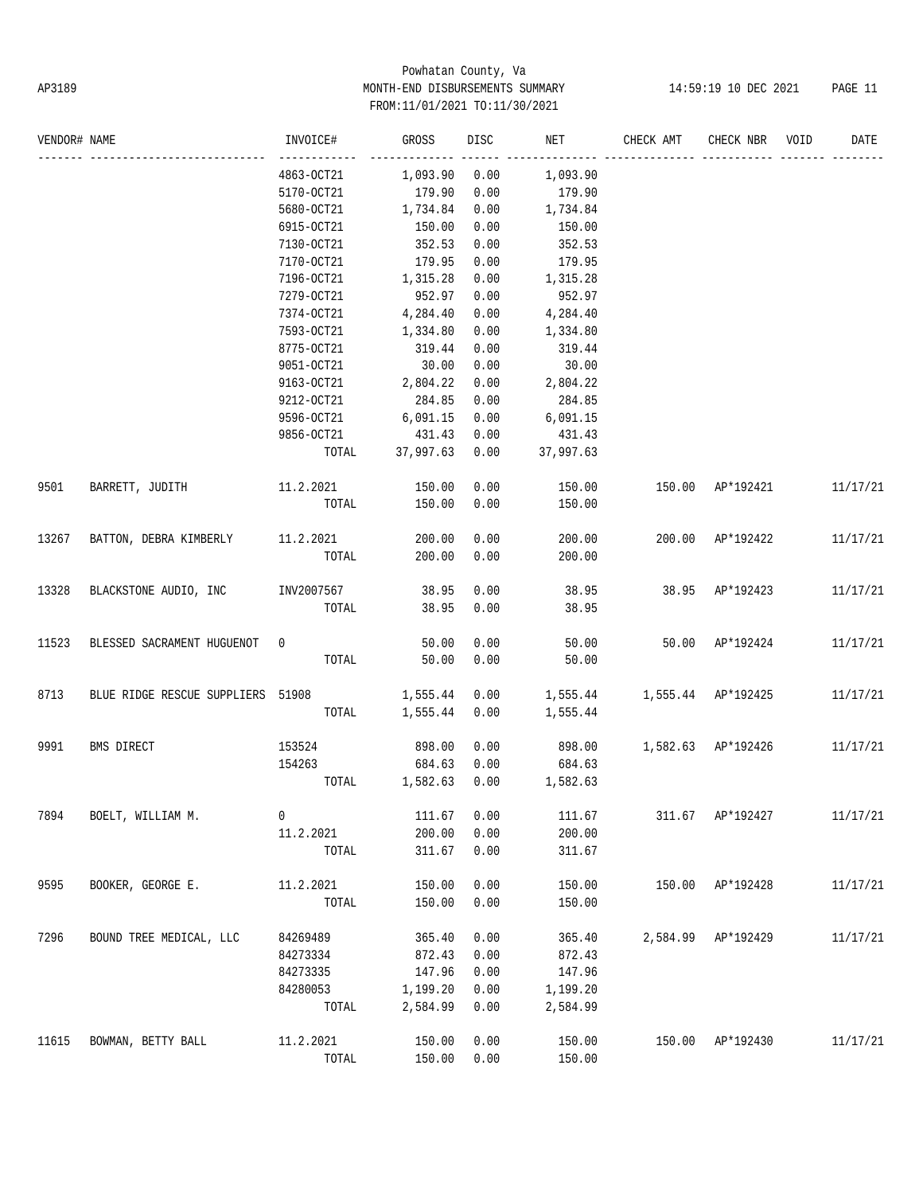Powhatan County, Va
AP3189 MONTH-END DISBURSEMENTS SUMMARY 14:59:19 10 DEC 2021
FROM:11/01/2021 TO:11/30/2021

| VENDOR# | NAME | INVOICE# | GROSS | DISC | NET | CHECK AMT | CHECK NBR | VOID | DATE |
|---|---|---|---|---|---|---|---|---|---|
| | | 4863-OCT21 | 1,093.90 | 0.00 | 1,093.90 | | | | |
| | | 5170-OCT21 | 179.90 | 0.00 | 179.90 | | | | |
| | | 5680-OCT21 | 1,734.84 | 0.00 | 1,734.84 | | | | |
| | | 6915-OCT21 | 150.00 | 0.00 | 150.00 | | | | |
| | | 7130-OCT21 | 352.53 | 0.00 | 352.53 | | | | |
| | | 7170-OCT21 | 179.95 | 0.00 | 179.95 | | | | |
| | | 7196-OCT21 | 1,315.28 | 0.00 | 1,315.28 | | | | |
| | | 7279-OCT21 | 952.97 | 0.00 | 952.97 | | | | |
| | | 7374-OCT21 | 4,284.40 | 0.00 | 4,284.40 | | | | |
| | | 7593-OCT21 | 1,334.80 | 0.00 | 1,334.80 | | | | |
| | | 8775-OCT21 | 319.44 | 0.00 | 319.44 | | | | |
| | | 9051-OCT21 | 30.00 | 0.00 | 30.00 | | | | |
| | | 9163-OCT21 | 2,804.22 | 0.00 | 2,804.22 | | | | |
| | | 9212-OCT21 | 284.85 | 0.00 | 284.85 | | | | |
| | | 9596-OCT21 | 6,091.15 | 0.00 | 6,091.15 | | | | |
| | | 9856-OCT21 | 431.43 | 0.00 | 431.43 | | | | |
| | | TOTAL | 37,997.63 | 0.00 | 37,997.63 | | | | |
| 9501 | BARRETT, JUDITH | 11.2.2021 | 150.00 | 0.00 | 150.00 | 150.00 | AP*192421 | | 11/17/21 |
| | | TOTAL | 150.00 | 0.00 | 150.00 | | | | |
| 13267 | BATTON, DEBRA KIMBERLY | 11.2.2021 | 200.00 | 0.00 | 200.00 | 200.00 | AP*192422 | | 11/17/21 |
| | | TOTAL | 200.00 | 0.00 | 200.00 | | | | |
| 13328 | BLACKSTONE AUDIO, INC | INV2007567 | 38.95 | 0.00 | 38.95 | 38.95 | AP*192423 | | 11/17/21 |
| | | TOTAL | 38.95 | 0.00 | 38.95 | | | | |
| 11523 | BLESSED SACRAMENT HUGUENOT | 0 | 50.00 | 0.00 | 50.00 | 50.00 | AP*192424 | | 11/17/21 |
| | | TOTAL | 50.00 | 0.00 | 50.00 | | | | |
| 8713 | BLUE RIDGE RESCUE SUPPLIERS | 51908 | 1,555.44 | 0.00 | 1,555.44 | 1,555.44 | AP*192425 | | 11/17/21 |
| | | TOTAL | 1,555.44 | 0.00 | 1,555.44 | | | | |
| 9991 | BMS DIRECT | 153524 | 898.00 | 0.00 | 898.00 | 1,582.63 | AP*192426 | | 11/17/21 |
| | | 154263 | 684.63 | 0.00 | 684.63 | | | | |
| | | TOTAL | 1,582.63 | 0.00 | 1,582.63 | | | | |
| 7894 | BOELT, WILLIAM M. | 0 | 111.67 | 0.00 | 111.67 | 311.67 | AP*192427 | | 11/17/21 |
| | | 11.2.2021 | 200.00 | 0.00 | 200.00 | | | | |
| | | TOTAL | 311.67 | 0.00 | 311.67 | | | | |
| 9595 | BOOKER, GEORGE E. | 11.2.2021 | 150.00 | 0.00 | 150.00 | 150.00 | AP*192428 | | 11/17/21 |
| | | TOTAL | 150.00 | 0.00 | 150.00 | | | | |
| 7296 | BOUND TREE MEDICAL, LLC | 84269489 | 365.40 | 0.00 | 365.40 | 2,584.99 | AP*192429 | | 11/17/21 |
| | | 84273334 | 872.43 | 0.00 | 872.43 | | | | |
| | | 84273335 | 147.96 | 0.00 | 147.96 | | | | |
| | | 84280053 | 1,199.20 | 0.00 | 1,199.20 | | | | |
| | | TOTAL | 2,584.99 | 0.00 | 2,584.99 | | | | |
| 11615 | BOWMAN, BETTY BALL | 11.2.2021 | 150.00 | 0.00 | 150.00 | 150.00 | AP*192430 | | 11/17/21 |
| | | TOTAL | 150.00 | 0.00 | 150.00 | | | | |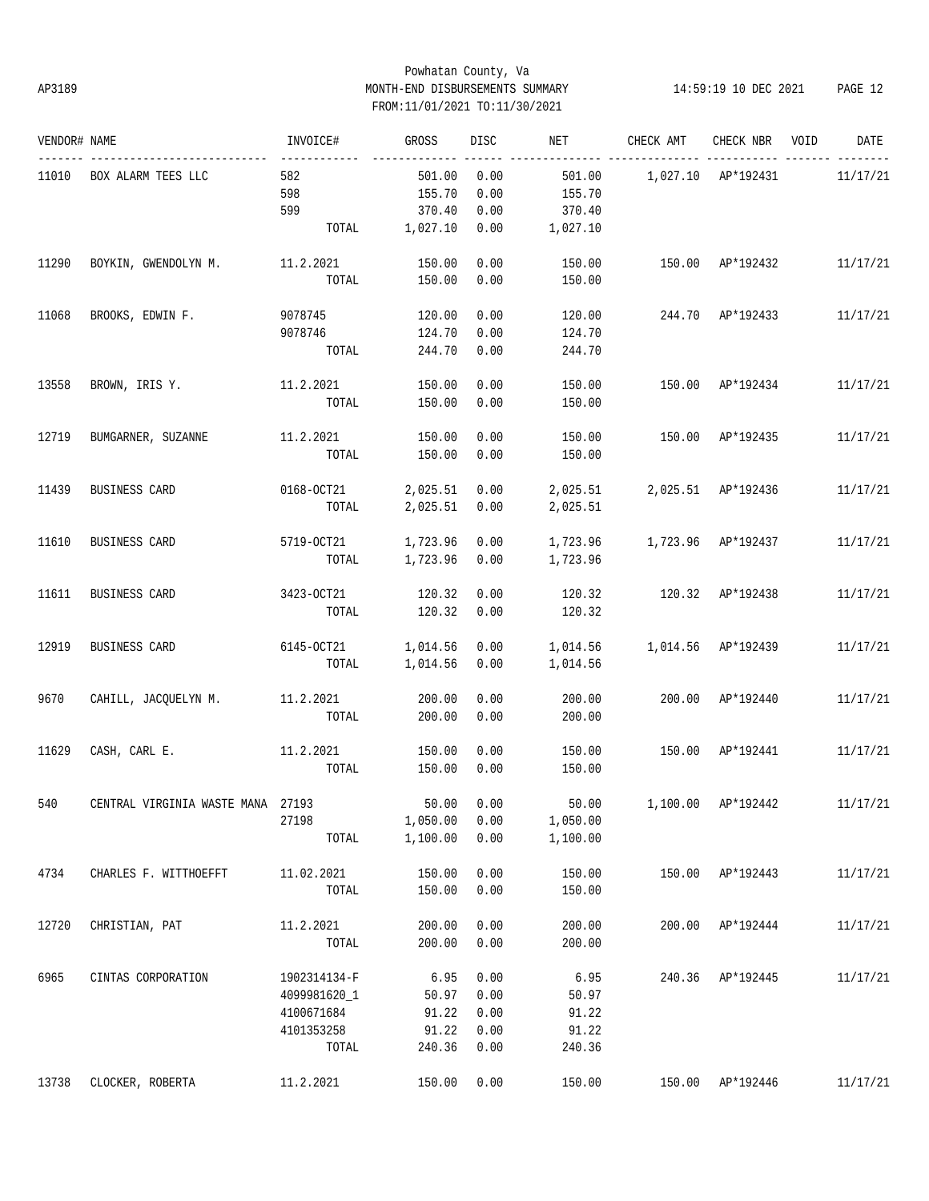Powhatan County, Va

AP3189 MONTH-END DISBURSEMENTS SUMMARY 14:59:19 10 DEC 2021

FROM:11/01/2021 TO:11/30/2021

| VENDOR# | NAME | INVOICE# | GROSS | DISC | NET | CHECK AMT | CHECK NBR | VOID | DATE |
|---|---|---|---|---|---|---|---|---|---|
| 11010 | BOX ALARM TEES LLC | 582 | 501.00 | 0.00 | 501.00 | 1,027.10 | AP*192431 | | 11/17/21 |
| | | 598 | 155.70 | 0.00 | 155.70 | | | | |
| | | 599 | 370.40 | 0.00 | 370.40 | | | | |
| | | TOTAL | 1,027.10 | 0.00 | 1,027.10 | | | | |
| 11290 | BOYKIN, GWENDOLYN M. | 11.2.2021 | 150.00 | 0.00 | 150.00 | 150.00 | AP*192432 | | 11/17/21 |
| | | TOTAL | 150.00 | 0.00 | 150.00 | | | | |
| 11068 | BROOKS, EDWIN F. | 9078745 | 120.00 | 0.00 | 120.00 | 244.70 | AP*192433 | | 11/17/21 |
| | | 9078746 | 124.70 | 0.00 | 124.70 | | | | |
| | | TOTAL | 244.70 | 0.00 | 244.70 | | | | |
| 13558 | BROWN, IRIS Y. | 11.2.2021 | 150.00 | 0.00 | 150.00 | 150.00 | AP*192434 | | 11/17/21 |
| | | TOTAL | 150.00 | 0.00 | 150.00 | | | | |
| 12719 | BUMGARNER, SUZANNE | 11.2.2021 | 150.00 | 0.00 | 150.00 | 150.00 | AP*192435 | | 11/17/21 |
| | | TOTAL | 150.00 | 0.00 | 150.00 | | | | |
| 11439 | BUSINESS CARD | 0168-OCT21 | 2,025.51 | 0.00 | 2,025.51 | 2,025.51 | AP*192436 | | 11/17/21 |
| | | TOTAL | 2,025.51 | 0.00 | 2,025.51 | | | | |
| 11610 | BUSINESS CARD | 5719-OCT21 | 1,723.96 | 0.00 | 1,723.96 | 1,723.96 | AP*192437 | | 11/17/21 |
| | | TOTAL | 1,723.96 | 0.00 | 1,723.96 | | | | |
| 11611 | BUSINESS CARD | 3423-OCT21 | 120.32 | 0.00 | 120.32 | 120.32 | AP*192438 | | 11/17/21 |
| | | TOTAL | 120.32 | 0.00 | 120.32 | | | | |
| 12919 | BUSINESS CARD | 6145-OCT21 | 1,014.56 | 0.00 | 1,014.56 | 1,014.56 | AP*192439 | | 11/17/21 |
| | | TOTAL | 1,014.56 | 0.00 | 1,014.56 | | | | |
| 9670 | CAHILL, JACQUELYN M. | 11.2.2021 | 200.00 | 0.00 | 200.00 | 200.00 | AP*192440 | | 11/17/21 |
| | | TOTAL | 200.00 | 0.00 | 200.00 | | | | |
| 11629 | CASH, CARL E. | 11.2.2021 | 150.00 | 0.00 | 150.00 | 150.00 | AP*192441 | | 11/17/21 |
| | | TOTAL | 150.00 | 0.00 | 150.00 | | | | |
| 540 | CENTRAL VIRGINIA WASTE MANA | 27193 | 50.00 | 0.00 | 50.00 | 1,100.00 | AP*192442 | | 11/17/21 |
| | | 27198 | 1,050.00 | 0.00 | 1,050.00 | | | | |
| | | TOTAL | 1,100.00 | 0.00 | 1,100.00 | | | | |
| 4734 | CHARLES F. WITTHOEFFT | 11.02.2021 | 150.00 | 0.00 | 150.00 | 150.00 | AP*192443 | | 11/17/21 |
| | | TOTAL | 150.00 | 0.00 | 150.00 | | | | |
| 12720 | CHRISTIAN, PAT | 11.2.2021 | 200.00 | 0.00 | 200.00 | 200.00 | AP*192444 | | 11/17/21 |
| | | TOTAL | 200.00 | 0.00 | 200.00 | | | | |
| 6965 | CINTAS CORPORATION | 1902314134-F | 6.95 | 0.00 | 6.95 | 240.36 | AP*192445 | | 11/17/21 |
| | | 4099981620_1 | 50.97 | 0.00 | 50.97 | | | | |
| | | 4100671684 | 91.22 | 0.00 | 91.22 | | | | |
| | | 4101353258 | 91.22 | 0.00 | 91.22 | | | | |
| | | TOTAL | 240.36 | 0.00 | 240.36 | | | | |
| 13738 | CLOCKER, ROBERTA | 11.2.2021 | 150.00 | 0.00 | 150.00 | 150.00 | AP*192446 | | 11/17/21 |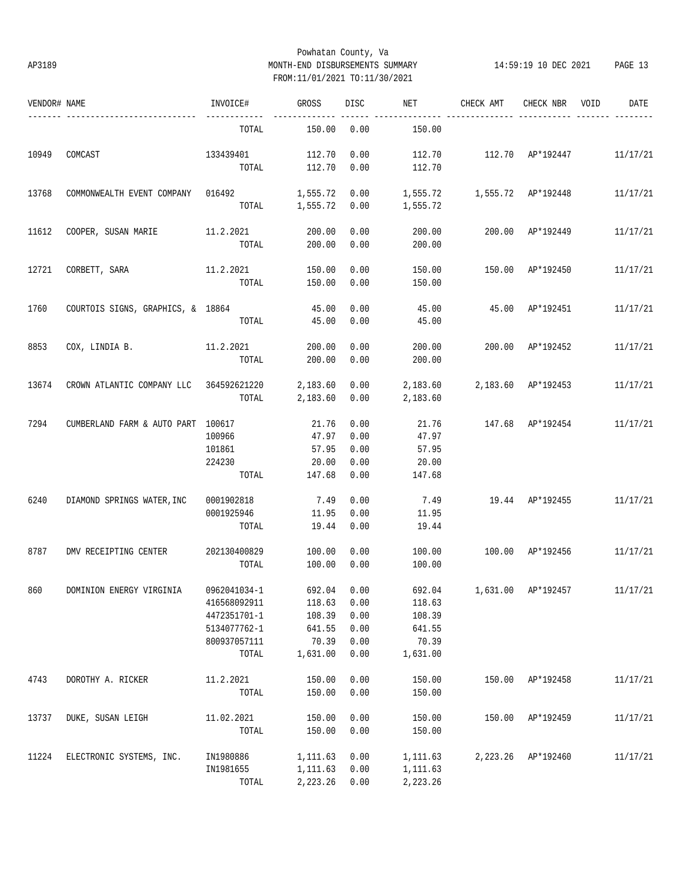Powhatan County, Va
AP3189 MONTH-END DISBURSEMENTS SUMMARY 14:59:19 10 DEC 2021
FROM:11/01/2021 TO:11/30/2021

| VENDOR# | NAME | INVOICE# | GROSS | DISC | NET | CHECK AMT | CHECK NBR | VOID | DATE |
|---|---|---|---|---|---|---|---|---|---|
| | | TOTAL | 150.00 | 0.00 | 150.00 | | | | |
| 10949 | COMCAST | 133439401 | 112.70 | 0.00 | 112.70 | 112.70 | AP*192447 | | 11/17/21 |
| | | TOTAL | 112.70 | 0.00 | 112.70 | | | | |
| 13768 | COMMONWEALTH EVENT COMPANY | 016492 | 1,555.72 | 0.00 | 1,555.72 | 1,555.72 | AP*192448 | | 11/17/21 |
| | | TOTAL | 1,555.72 | 0.00 | 1,555.72 | | | | |
| 11612 | COOPER, SUSAN MARIE | 11.2.2021 | 200.00 | 0.00 | 200.00 | 200.00 | AP*192449 | | 11/17/21 |
| | | TOTAL | 200.00 | 0.00 | 200.00 | | | | |
| 12721 | CORBETT, SARA | 11.2.2021 | 150.00 | 0.00 | 150.00 | 150.00 | AP*192450 | | 11/17/21 |
| | | TOTAL | 150.00 | 0.00 | 150.00 | | | | |
| 1760 | COURTOIS SIGNS, GRAPHICS, & | 18864 | 45.00 | 0.00 | 45.00 | 45.00 | AP*192451 | | 11/17/21 |
| | | TOTAL | 45.00 | 0.00 | 45.00 | | | | |
| 8853 | COX, LINDIA B. | 11.2.2021 | 200.00 | 0.00 | 200.00 | 200.00 | AP*192452 | | 11/17/21 |
| | | TOTAL | 200.00 | 0.00 | 200.00 | | | | |
| 13674 | CROWN ATLANTIC COMPANY LLC | 364592621220 | 2,183.60 | 0.00 | 2,183.60 | 2,183.60 | AP*192453 | | 11/17/21 |
| | | TOTAL | 2,183.60 | 0.00 | 2,183.60 | | | | |
| 7294 | CUMBERLAND FARM & AUTO PART | 100617 | 21.76 | 0.00 | 21.76 | 147.68 | AP*192454 | | 11/17/21 |
| | | 100966 | 47.97 | 0.00 | 47.97 | | | | |
| | | 101861 | 57.95 | 0.00 | 57.95 | | | | |
| | | 224230 | 20.00 | 0.00 | 20.00 | | | | |
| | | TOTAL | 147.68 | 0.00 | 147.68 | | | | |
| 6240 | DIAMOND SPRINGS WATER,INC | 0001902818 | 7.49 | 0.00 | 7.49 | 19.44 | AP*192455 | | 11/17/21 |
| | | 0001925946 | 11.95 | 0.00 | 11.95 | | | | |
| | | TOTAL | 19.44 | 0.00 | 19.44 | | | | |
| 8787 | DMV RECEIPTING CENTER | 202130400829 | 100.00 | 0.00 | 100.00 | 100.00 | AP*192456 | | 11/17/21 |
| | | TOTAL | 100.00 | 0.00 | 100.00 | | | | |
| 860 | DOMINION ENERGY VIRGINIA | 0962041034-1 | 692.04 | 0.00 | 692.04 | 1,631.00 | AP*192457 | | 11/17/21 |
| | | 416568092911 | 118.63 | 0.00 | 118.63 | | | | |
| | | 4472351701-1 | 108.39 | 0.00 | 108.39 | | | | |
| | | 5134077762-1 | 641.55 | 0.00 | 641.55 | | | | |
| | | 800937057111 | 70.39 | 0.00 | 70.39 | | | | |
| | | TOTAL | 1,631.00 | 0.00 | 1,631.00 | | | | |
| 4743 | DOROTHY A. RICKER | 11.2.2021 | 150.00 | 0.00 | 150.00 | 150.00 | AP*192458 | | 11/17/21 |
| | | TOTAL | 150.00 | 0.00 | 150.00 | | | | |
| 13737 | DUKE, SUSAN LEIGH | 11.02.2021 | 150.00 | 0.00 | 150.00 | 150.00 | AP*192459 | | 11/17/21 |
| | | TOTAL | 150.00 | 0.00 | 150.00 | | | | |
| 11224 | ELECTRONIC SYSTEMS, INC. | IN1980886 | 1,111.63 | 0.00 | 1,111.63 | 2,223.26 | AP*192460 | | 11/17/21 |
| | | IN1981655 | 1,111.63 | 0.00 | 1,111.63 | | | | |
| | | TOTAL | 2,223.26 | 0.00 | 2,223.26 | | | | |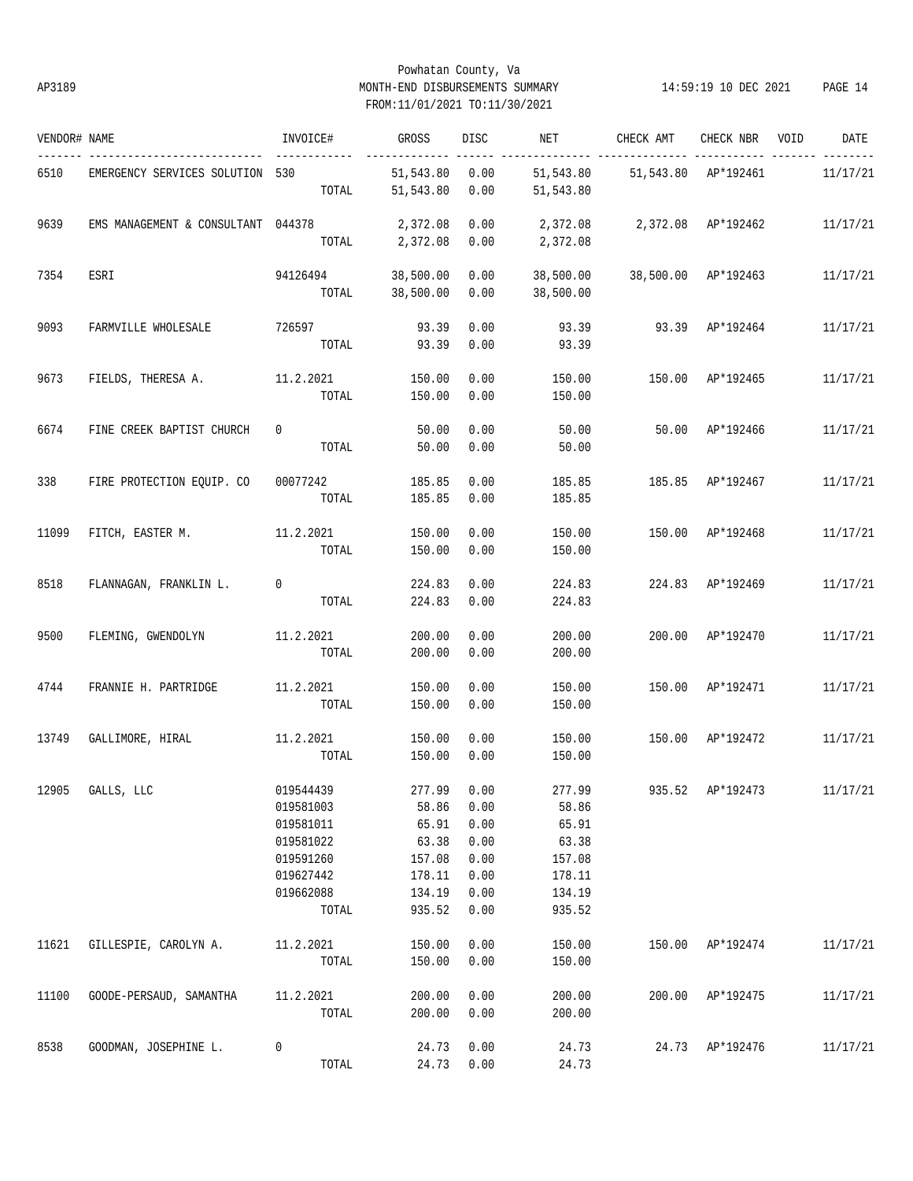Powhatan County, Va
AP3189 MONTH-END DISBURSEMENTS SUMMARY 14:59:19 10 DEC 2021
FROM:11/01/2021 TO:11/30/2021

| VENDOR# | NAME | INVOICE# | GROSS | DISC | NET | CHECK AMT | CHECK NBR | VOID | DATE |
|---|---|---|---|---|---|---|---|---|---|
| 6510 | EMERGENCY SERVICES SOLUTION | 530 | 51,543.80 | 0.00 | 51,543.80 | 51,543.80 | AP*192461 | | 11/17/21 |
| | | TOTAL | 51,543.80 | 0.00 | 51,543.80 | | | | |
| 9639 | EMS MANAGEMENT & CONSULTANT | 044378 | 2,372.08 | 0.00 | 2,372.08 | 2,372.08 | AP*192462 | | 11/17/21 |
| | | TOTAL | 2,372.08 | 0.00 | 2,372.08 | | | | |
| 7354 | ESRI | 94126494 | 38,500.00 | 0.00 | 38,500.00 | 38,500.00 | AP*192463 | | 11/17/21 |
| | | TOTAL | 38,500.00 | 0.00 | 38,500.00 | | | | |
| 9093 | FARMVILLE WHOLESALE | 726597 | 93.39 | 0.00 | 93.39 | 93.39 | AP*192464 | | 11/17/21 |
| | | TOTAL | 93.39 | 0.00 | 93.39 | | | | |
| 9673 | FIELDS, THERESA A. | 11.2.2021 | 150.00 | 0.00 | 150.00 | 150.00 | AP*192465 | | 11/17/21 |
| | | TOTAL | 150.00 | 0.00 | 150.00 | | | | |
| 6674 | FINE CREEK BAPTIST CHURCH | 0 | 50.00 | 0.00 | 50.00 | 50.00 | AP*192466 | | 11/17/21 |
| | | TOTAL | 50.00 | 0.00 | 50.00 | | | | |
| 338 | FIRE PROTECTION EQUIP. CO | 00077242 | 185.85 | 0.00 | 185.85 | 185.85 | AP*192467 | | 11/17/21 |
| | | TOTAL | 185.85 | 0.00 | 185.85 | | | | |
| 11099 | FITCH, EASTER M. | 11.2.2021 | 150.00 | 0.00 | 150.00 | 150.00 | AP*192468 | | 11/17/21 |
| | | TOTAL | 150.00 | 0.00 | 150.00 | | | | |
| 8518 | FLANNAGAN, FRANKLIN L. | 0 | 224.83 | 0.00 | 224.83 | 224.83 | AP*192469 | | 11/17/21 |
| | | TOTAL | 224.83 | 0.00 | 224.83 | | | | |
| 9500 | FLEMING, GWENDOLYN | 11.2.2021 | 200.00 | 0.00 | 200.00 | 200.00 | AP*192470 | | 11/17/21 |
| | | TOTAL | 200.00 | 0.00 | 200.00 | | | | |
| 4744 | FRANNIE H. PARTRIDGE | 11.2.2021 | 150.00 | 0.00 | 150.00 | 150.00 | AP*192471 | | 11/17/21 |
| | | TOTAL | 150.00 | 0.00 | 150.00 | | | | |
| 13749 | GALLIMORE, HIRAL | 11.2.2021 | 150.00 | 0.00 | 150.00 | 150.00 | AP*192472 | | 11/17/21 |
| | | TOTAL | 150.00 | 0.00 | 150.00 | | | | |
| 12905 | GALLS, LLC | 019544439 | 277.99 | 0.00 | 277.99 | 935.52 | AP*192473 | | 11/17/21 |
| | | 019581003 | 58.86 | 0.00 | 58.86 | | | | |
| | | 019581011 | 65.91 | 0.00 | 65.91 | | | | |
| | | 019581022 | 63.38 | 0.00 | 63.38 | | | | |
| | | 019591260 | 157.08 | 0.00 | 157.08 | | | | |
| | | 019627442 | 178.11 | 0.00 | 178.11 | | | | |
| | | 019662088 | 134.19 | 0.00 | 134.19 | | | | |
| | | TOTAL | 935.52 | 0.00 | 935.52 | | | | |
| 11621 | GILLESPIE, CAROLYN A. | 11.2.2021 | 150.00 | 0.00 | 150.00 | 150.00 | AP*192474 | | 11/17/21 |
| | | TOTAL | 150.00 | 0.00 | 150.00 | | | | |
| 11100 | GOODE-PERSAUD, SAMANTHA | 11.2.2021 | 200.00 | 0.00 | 200.00 | 200.00 | AP*192475 | | 11/17/21 |
| | | TOTAL | 200.00 | 0.00 | 200.00 | | | | |
| 8538 | GOODMAN, JOSEPHINE L. | 0 | 24.73 | 0.00 | 24.73 | 24.73 | AP*192476 | | 11/17/21 |
| | | TOTAL | 24.73 | 0.00 | 24.73 | | | | |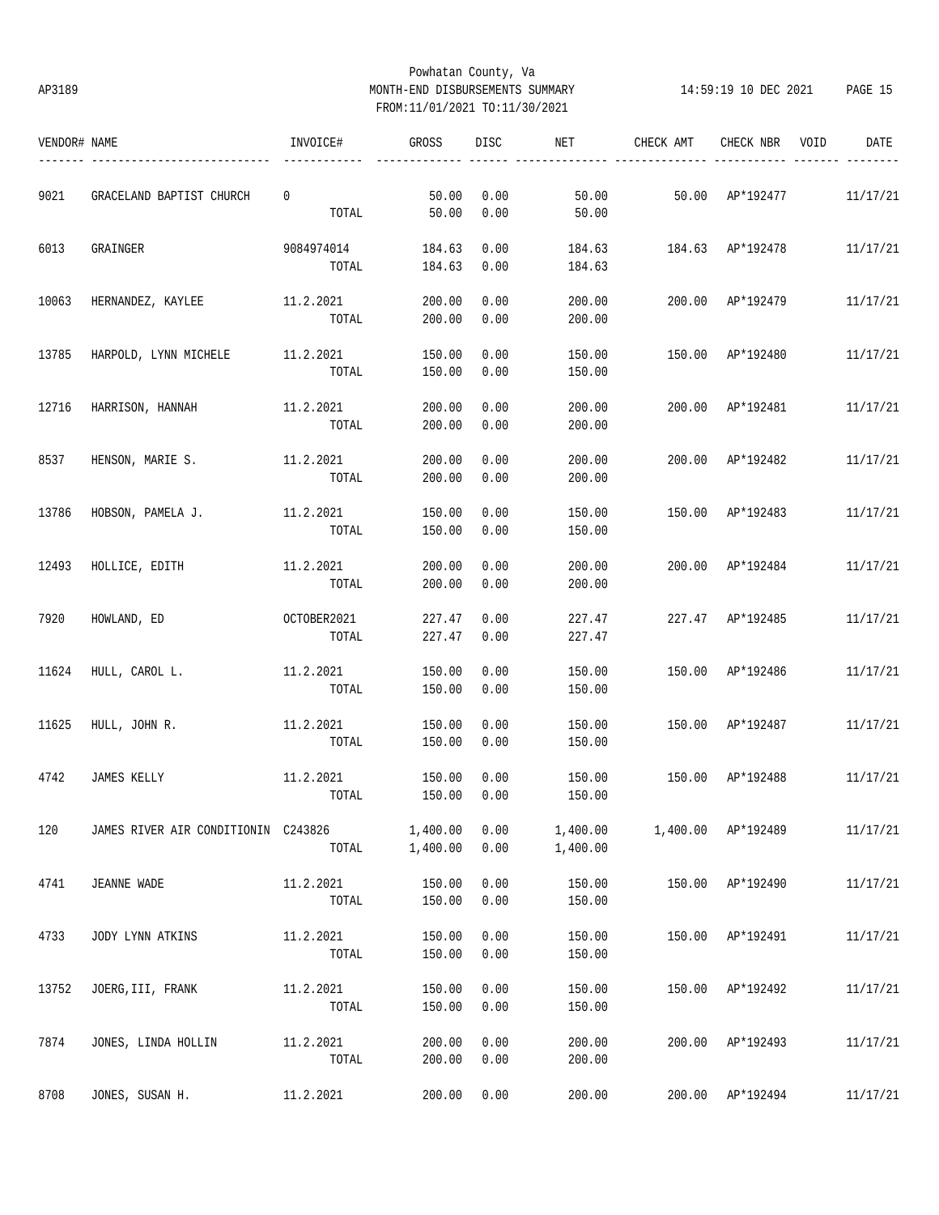Powhatan County, Va
AP3189 MONTH-END DISBURSEMENTS SUMMARY 14:59:19 10 DEC 2021
FROM:11/01/2021 TO:11/30/2021

| VENDOR# | NAME | INVOICE# | GROSS | DISC | NET | CHECK AMT | CHECK NBR | VOID | DATE |
|---|---|---|---|---|---|---|---|---|---|
| 9021 | GRACELAND BAPTIST CHURCH | 0 | 50.00 | 0.00 | 50.00 | 50.00 | AP*192477 | | 11/17/21 |
| | | TOTAL | 50.00 | 0.00 | 50.00 | | | | |
| 6013 | GRAINGER | 9084974014 | 184.63 | 0.00 | 184.63 | 184.63 | AP*192478 | | 11/17/21 |
| | | TOTAL | 184.63 | 0.00 | 184.63 | | | | |
| 10063 | HERNANDEZ, KAYLEE | 11.2.2021 | 200.00 | 0.00 | 200.00 | 200.00 | AP*192479 | | 11/17/21 |
| | | TOTAL | 200.00 | 0.00 | 200.00 | | | | |
| 13785 | HARPOLD, LYNN MICHELE | 11.2.2021 | 150.00 | 0.00 | 150.00 | 150.00 | AP*192480 | | 11/17/21 |
| | | TOTAL | 150.00 | 0.00 | 150.00 | | | | |
| 12716 | HARRISON, HANNAH | 11.2.2021 | 200.00 | 0.00 | 200.00 | 200.00 | AP*192481 | | 11/17/21 |
| | | TOTAL | 200.00 | 0.00 | 200.00 | | | | |
| 8537 | HENSON, MARIE S. | 11.2.2021 | 200.00 | 0.00 | 200.00 | 200.00 | AP*192482 | | 11/17/21 |
| | | TOTAL | 200.00 | 0.00 | 200.00 | | | | |
| 13786 | HOBSON, PAMELA J. | 11.2.2021 | 150.00 | 0.00 | 150.00 | 150.00 | AP*192483 | | 11/17/21 |
| | | TOTAL | 150.00 | 0.00 | 150.00 | | | | |
| 12493 | HOLLICE, EDITH | 11.2.2021 | 200.00 | 0.00 | 200.00 | 200.00 | AP*192484 | | 11/17/21 |
| | | TOTAL | 200.00 | 0.00 | 200.00 | | | | |
| 7920 | HOWLAND, ED | OCTOBER2021 | 227.47 | 0.00 | 227.47 | 227.47 | AP*192485 | | 11/17/21 |
| | | TOTAL | 227.47 | 0.00 | 227.47 | | | | |
| 11624 | HULL, CAROL L. | 11.2.2021 | 150.00 | 0.00 | 150.00 | 150.00 | AP*192486 | | 11/17/21 |
| | | TOTAL | 150.00 | 0.00 | 150.00 | | | | |
| 11625 | HULL, JOHN R. | 11.2.2021 | 150.00 | 0.00 | 150.00 | 150.00 | AP*192487 | | 11/17/21 |
| | | TOTAL | 150.00 | 0.00 | 150.00 | | | | |
| 4742 | JAMES KELLY | 11.2.2021 | 150.00 | 0.00 | 150.00 | 150.00 | AP*192488 | | 11/17/21 |
| | | TOTAL | 150.00 | 0.00 | 150.00 | | | | |
| 120 | JAMES RIVER AIR CONDITIONIN | C243826 | 1,400.00 | 0.00 | 1,400.00 | 1,400.00 | AP*192489 | | 11/17/21 |
| | | TOTAL | 1,400.00 | 0.00 | 1,400.00 | | | | |
| 4741 | JEANNE WADE | 11.2.2021 | 150.00 | 0.00 | 150.00 | 150.00 | AP*192490 | | 11/17/21 |
| | | TOTAL | 150.00 | 0.00 | 150.00 | | | | |
| 4733 | JODY LYNN ATKINS | 11.2.2021 | 150.00 | 0.00 | 150.00 | 150.00 | AP*192491 | | 11/17/21 |
| | | TOTAL | 150.00 | 0.00 | 150.00 | | | | |
| 13752 | JOERG,III, FRANK | 11.2.2021 | 150.00 | 0.00 | 150.00 | 150.00 | AP*192492 | | 11/17/21 |
| | | TOTAL | 150.00 | 0.00 | 150.00 | | | | |
| 7874 | JONES, LINDA HOLLIN | 11.2.2021 | 200.00 | 0.00 | 200.00 | 200.00 | AP*192493 | | 11/17/21 |
| | | TOTAL | 200.00 | 0.00 | 200.00 | | | | |
| 8708 | JONES, SUSAN H. | 11.2.2021 | 200.00 | 0.00 | 200.00 | 200.00 | AP*192494 | | 11/17/21 |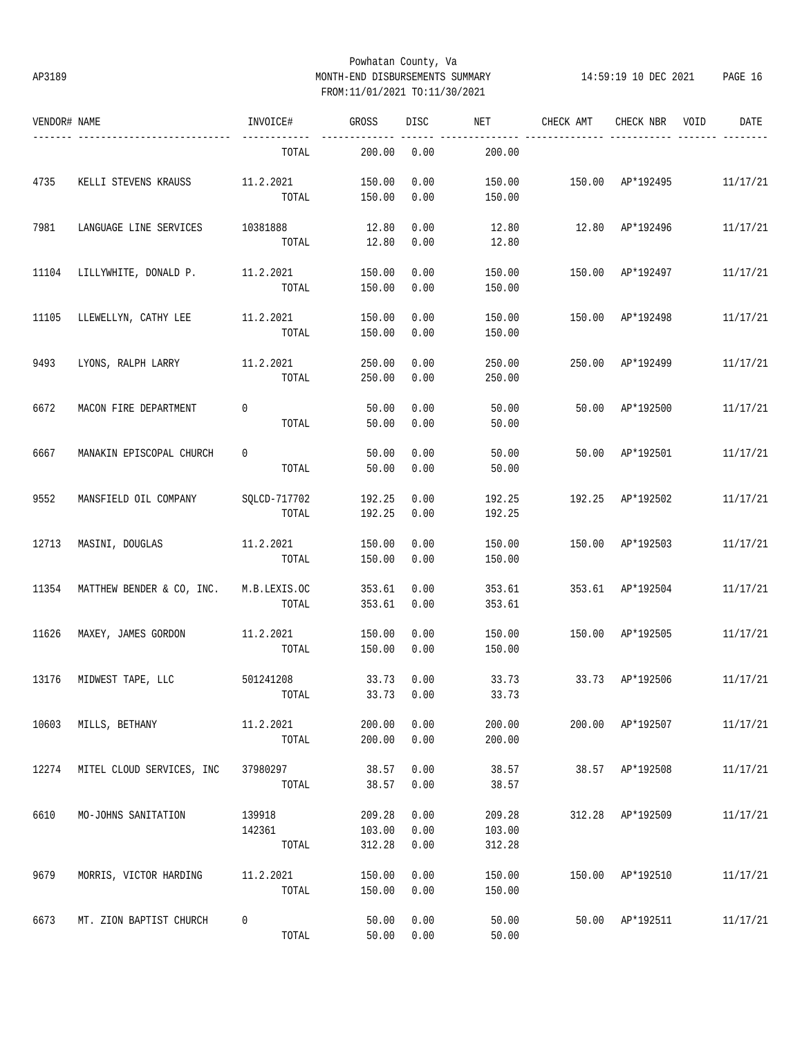Powhatan County, Va
AP3189 MONTH-END DISBURSEMENTS SUMMARY 14:59:19 10 DEC 2021
FROM:11/01/2021 TO:11/30/2021

| VENDOR# | NAME | INVOICE# | GROSS | DISC | NET | CHECK AMT | CHECK NBR | VOID | DATE |
|---|---|---|---|---|---|---|---|---|---|
| | | TOTAL | 200.00 | 0.00 | 200.00 | | | | |
| 4735 | KELLI STEVENS KRAUSS | 11.2.2021 | 150.00 | 0.00 | 150.00 | 150.00 | AP*192495 | | 11/17/21 |
| | | TOTAL | 150.00 | 0.00 | 150.00 | | | | |
| 7981 | LANGUAGE LINE SERVICES | 10381888 | 12.80 | 0.00 | 12.80 | 12.80 | AP*192496 | | 11/17/21 |
| | | TOTAL | 12.80 | 0.00 | 12.80 | | | | |
| 11104 | LILLYWHITE, DONALD P. | 11.2.2021 | 150.00 | 0.00 | 150.00 | 150.00 | AP*192497 | | 11/17/21 |
| | | TOTAL | 150.00 | 0.00 | 150.00 | | | | |
| 11105 | LLEWELLYN, CATHY LEE | 11.2.2021 | 150.00 | 0.00 | 150.00 | 150.00 | AP*192498 | | 11/17/21 |
| | | TOTAL | 150.00 | 0.00 | 150.00 | | | | |
| 9493 | LYONS, RALPH LARRY | 11.2.2021 | 250.00 | 0.00 | 250.00 | 250.00 | AP*192499 | | 11/17/21 |
| | | TOTAL | 250.00 | 0.00 | 250.00 | | | | |
| 6672 | MACON FIRE DEPARTMENT | 0 | 50.00 | 0.00 | 50.00 | 50.00 | AP*192500 | | 11/17/21 |
| | | TOTAL | 50.00 | 0.00 | 50.00 | | | | |
| 6667 | MANAKIN EPISCOPAL CHURCH | 0 | 50.00 | 0.00 | 50.00 | 50.00 | AP*192501 | | 11/17/21 |
| | | TOTAL | 50.00 | 0.00 | 50.00 | | | | |
| 9552 | MANSFIELD OIL COMPANY | SQLCD-717702 | 192.25 | 0.00 | 192.25 | 192.25 | AP*192502 | | 11/17/21 |
| | | TOTAL | 192.25 | 0.00 | 192.25 | | | | |
| 12713 | MASINI, DOUGLAS | 11.2.2021 | 150.00 | 0.00 | 150.00 | 150.00 | AP*192503 | | 11/17/21 |
| | | TOTAL | 150.00 | 0.00 | 150.00 | | | | |
| 11354 | MATTHEW BENDER & CO, INC. | M.B.LEXIS.OC | 353.61 | 0.00 | 353.61 | 353.61 | AP*192504 | | 11/17/21 |
| | | TOTAL | 353.61 | 0.00 | 353.61 | | | | |
| 11626 | MAXEY, JAMES GORDON | 11.2.2021 | 150.00 | 0.00 | 150.00 | 150.00 | AP*192505 | | 11/17/21 |
| | | TOTAL | 150.00 | 0.00 | 150.00 | | | | |
| 13176 | MIDWEST TAPE, LLC | 501241208 | 33.73 | 0.00 | 33.73 | 33.73 | AP*192506 | | 11/17/21 |
| | | TOTAL | 33.73 | 0.00 | 33.73 | | | | |
| 10603 | MILLS, BETHANY | 11.2.2021 | 200.00 | 0.00 | 200.00 | 200.00 | AP*192507 | | 11/17/21 |
| | | TOTAL | 200.00 | 0.00 | 200.00 | | | | |
| 12274 | MITEL CLOUD SERVICES, INC | 37980297 | 38.57 | 0.00 | 38.57 | 38.57 | AP*192508 | | 11/17/21 |
| | | TOTAL | 38.57 | 0.00 | 38.57 | | | | |
| 6610 | MO-JOHNS SANITATION | 139918 | 209.28 | 0.00 | 209.28 | 312.28 | AP*192509 | | 11/17/21 |
| | | 142361 | 103.00 | 0.00 | 103.00 | | | | |
| | | TOTAL | 312.28 | 0.00 | 312.28 | | | | |
| 9679 | MORRIS, VICTOR HARDING | 11.2.2021 | 150.00 | 0.00 | 150.00 | 150.00 | AP*192510 | | 11/17/21 |
| | | TOTAL | 150.00 | 0.00 | 150.00 | | | | |
| 6673 | MT. ZION BAPTIST CHURCH | 0 | 50.00 | 0.00 | 50.00 | 50.00 | AP*192511 | | 11/17/21 |
| | | TOTAL | 50.00 | 0.00 | 50.00 | | | | |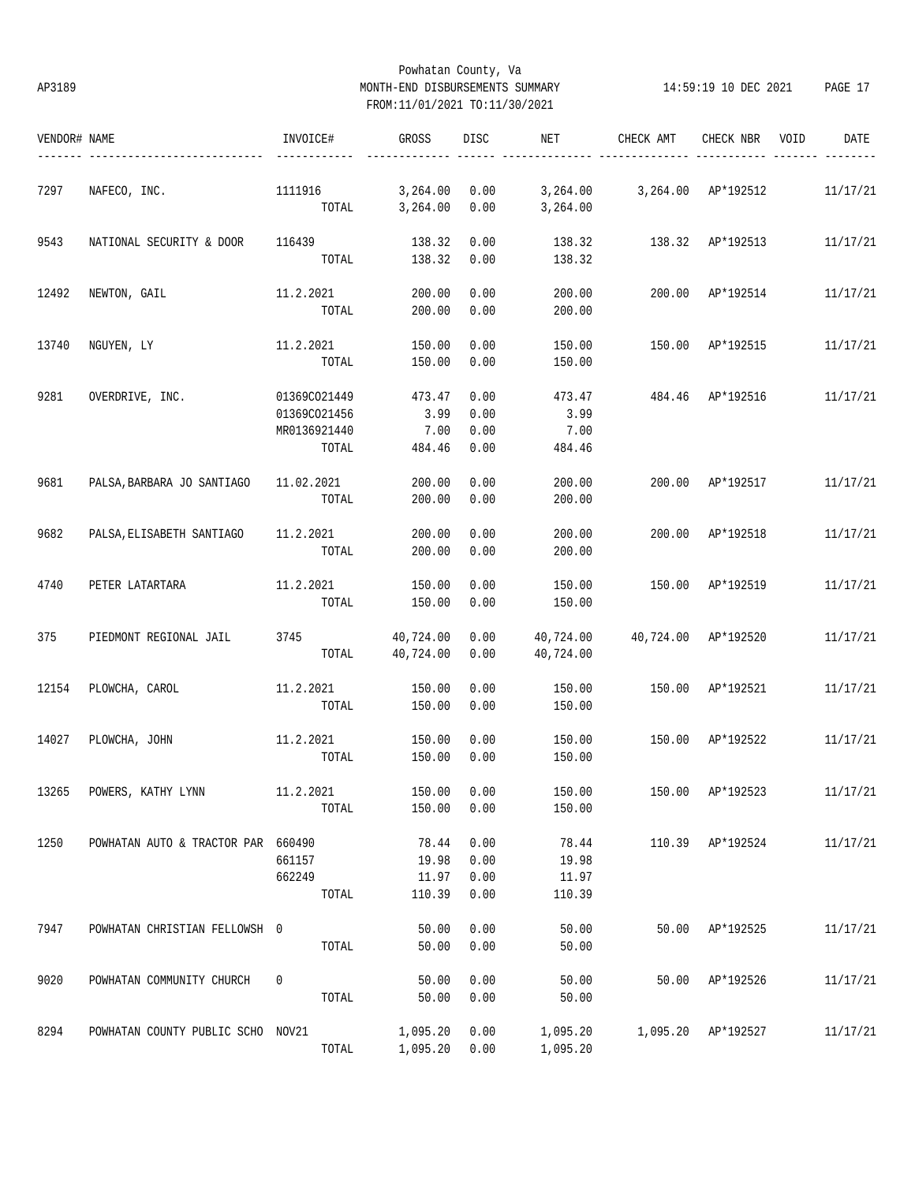Powhatan County, Va

AP3189 MONTH-END DISBURSEMENTS SUMMARY 14:59:19 10 DEC 2021

FROM:11/01/2021 TO:11/30/2021

| VENDOR# | NAME | INVOICE# | GROSS | DISC | NET | CHECK AMT | CHECK NBR | VOID | DATE |
|---|---|---|---|---|---|---|---|---|---|
| 7297 | NAFECO, INC. | 1111916 | 3,264.00 | 0.00 | 3,264.00 | 3,264.00 | AP*192512 | | 11/17/21 |
| | | TOTAL | 3,264.00 | 0.00 | 3,264.00 | | | | |
| 9543 | NATIONAL SECURITY & DOOR | 116439 | 138.32 | 0.00 | 138.32 | 138.32 | AP*192513 | | 11/17/21 |
| | | TOTAL | 138.32 | 0.00 | 138.32 | | | | |
| 12492 | NEWTON, GAIL | 11.2.2021 | 200.00 | 0.00 | 200.00 | 200.00 | AP*192514 | | 11/17/21 |
| | | TOTAL | 200.00 | 0.00 | 200.00 | | | | |
| 13740 | NGUYEN, LY | 11.2.2021 | 150.00 | 0.00 | 150.00 | 150.00 | AP*192515 | | 11/17/21 |
| | | TOTAL | 150.00 | 0.00 | 150.00 | | | | |
| 9281 | OVERDRIVE, INC. | 01369CO21449 | 473.47 | 0.00 | 473.47 | 484.46 | AP*192516 | | 11/17/21 |
| | | 01369CO21456 | 3.99 | 0.00 | 3.99 | | | | |
| | | MR0136921440 | 7.00 | 0.00 | 7.00 | | | | |
| | | TOTAL | 484.46 | 0.00 | 484.46 | | | | |
| 9681 | PALSA,BARBARA JO SANTIAGO | 11.02.2021 | 200.00 | 0.00 | 200.00 | 200.00 | AP*192517 | | 11/17/21 |
| | | TOTAL | 200.00 | 0.00 | 200.00 | | | | |
| 9682 | PALSA,ELISABETH SANTIAGO | 11.2.2021 | 200.00 | 0.00 | 200.00 | 200.00 | AP*192518 | | 11/17/21 |
| | | TOTAL | 200.00 | 0.00 | 200.00 | | | | |
| 4740 | PETER LATARTARA | 11.2.2021 | 150.00 | 0.00 | 150.00 | 150.00 | AP*192519 | | 11/17/21 |
| | | TOTAL | 150.00 | 0.00 | 150.00 | | | | |
| 375 | PIEDMONT REGIONAL JAIL | 3745 | 40,724.00 | 0.00 | 40,724.00 | 40,724.00 | AP*192520 | | 11/17/21 |
| | | TOTAL | 40,724.00 | 0.00 | 40,724.00 | | | | |
| 12154 | PLOWCHA, CAROL | 11.2.2021 | 150.00 | 0.00 | 150.00 | 150.00 | AP*192521 | | 11/17/21 |
| | | TOTAL | 150.00 | 0.00 | 150.00 | | | | |
| 14027 | PLOWCHA, JOHN | 11.2.2021 | 150.00 | 0.00 | 150.00 | 150.00 | AP*192522 | | 11/17/21 |
| | | TOTAL | 150.00 | 0.00 | 150.00 | | | | |
| 13265 | POWERS, KATHY LYNN | 11.2.2021 | 150.00 | 0.00 | 150.00 | 150.00 | AP*192523 | | 11/17/21 |
| | | TOTAL | 150.00 | 0.00 | 150.00 | | | | |
| 1250 | POWHATAN AUTO & TRACTOR PAR | 660490 | 78.44 | 0.00 | 78.44 | 110.39 | AP*192524 | | 11/17/21 |
| | | 661157 | 19.98 | 0.00 | 19.98 | | | | |
| | | 662249 | 11.97 | 0.00 | 11.97 | | | | |
| | | TOTAL | 110.39 | 0.00 | 110.39 | | | | |
| 7947 | POWHATAN CHRISTIAN FELLOWSH | 0 | 50.00 | 0.00 | 50.00 | 50.00 | AP*192525 | | 11/17/21 |
| | | TOTAL | 50.00 | 0.00 | 50.00 | | | | |
| 9020 | POWHATAN COMMUNITY CHURCH | 0 | 50.00 | 0.00 | 50.00 | 50.00 | AP*192526 | | 11/17/21 |
| | | TOTAL | 50.00 | 0.00 | 50.00 | | | | |
| 8294 | POWHATAN COUNTY PUBLIC SCHO | NOV21 | 1,095.20 | 0.00 | 1,095.20 | 1,095.20 | AP*192527 | | 11/17/21 |
| | | TOTAL | 1,095.20 | 0.00 | 1,095.20 | | | | |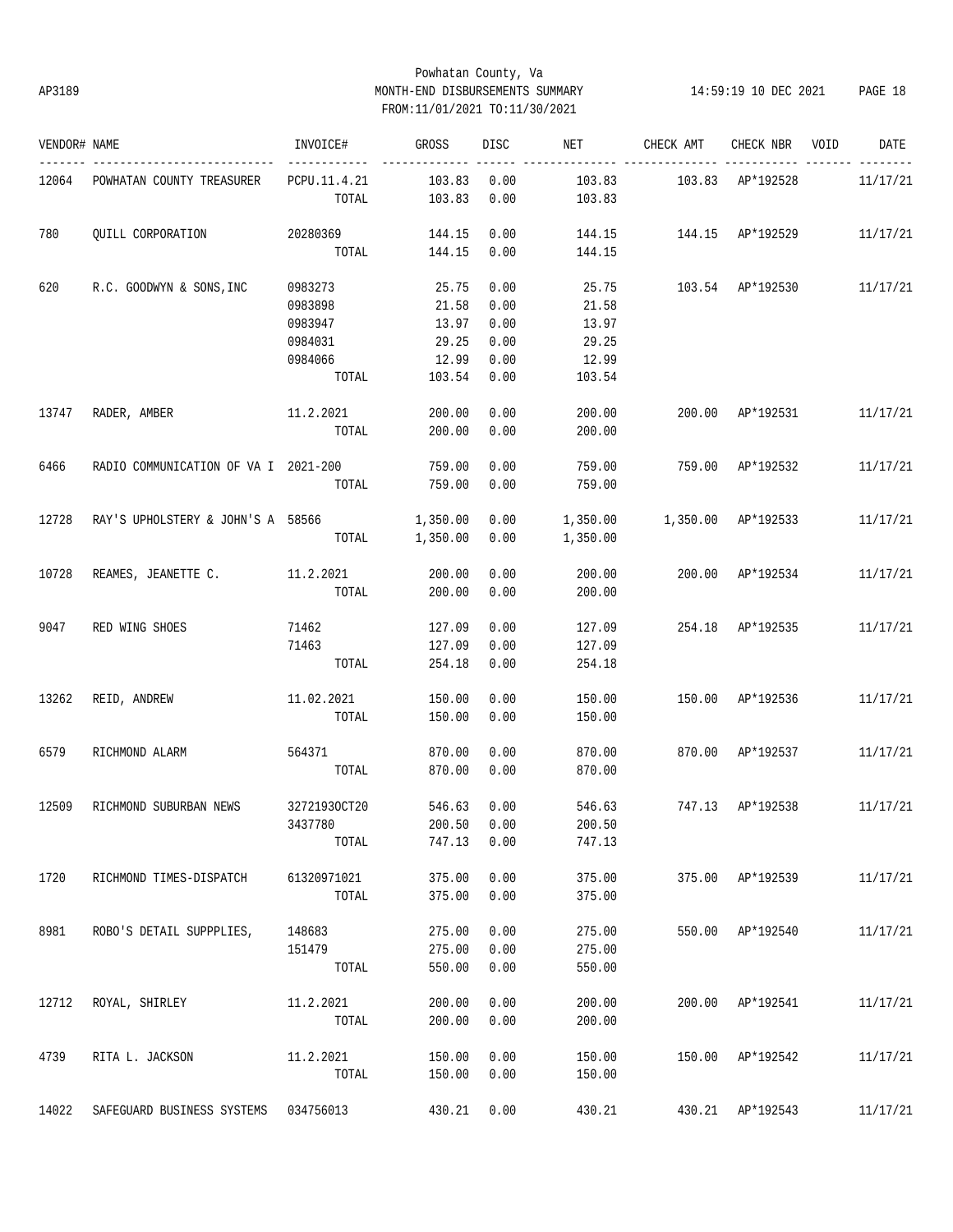Powhatan County, Va
AP3189 MONTH-END DISBURSEMENTS SUMMARY 14:59:19 10 DEC 2021 PAGE 18
FROM:11/01/2021 TO:11/30/2021

| VENDOR# | NAME | INVOICE# | GROSS | DISC | NET | CHECK AMT | CHECK NBR | VOID | DATE |
|---|---|---|---|---|---|---|---|---|---|
| 12064 | POWHATAN COUNTY TREASURER | PCPU.11.4.21 | 103.83 | 0.00 | 103.83 | 103.83 | AP*192528 | | 11/17/21 |
| | | TOTAL | 103.83 | 0.00 | 103.83 | | | | |
| 780 | QUILL CORPORATION | 20280369 | 144.15 | 0.00 | 144.15 | 144.15 | AP*192529 | | 11/17/21 |
| | | TOTAL | 144.15 | 0.00 | 144.15 | | | | |
| 620 | R.C. GOODWYN & SONS,INC | 0983273 | 25.75 | 0.00 | 25.75 | 103.54 | AP*192530 | | 11/17/21 |
| | | 0983898 | 21.58 | 0.00 | 21.58 | | | | |
| | | 0983947 | 13.97 | 0.00 | 13.97 | | | | |
| | | 0984031 | 29.25 | 0.00 | 29.25 | | | | |
| | | 0984066 | 12.99 | 0.00 | 12.99 | | | | |
| | | TOTAL | 103.54 | 0.00 | 103.54 | | | | |
| 13747 | RADER, AMBER | 11.2.2021 | 200.00 | 0.00 | 200.00 | 200.00 | AP*192531 | | 11/17/21 |
| | | TOTAL | 200.00 | 0.00 | 200.00 | | | | |
| 6466 | RADIO COMMUNICATION OF VA I | 2021-200 | 759.00 | 0.00 | 759.00 | 759.00 | AP*192532 | | 11/17/21 |
| | | TOTAL | 759.00 | 0.00 | 759.00 | | | | |
| 12728 | RAY'S UPHOLSTERY & JOHN'S A | 58566 | 1,350.00 | 0.00 | 1,350.00 | 1,350.00 | AP*192533 | | 11/17/21 |
| | | TOTAL | 1,350.00 | 0.00 | 1,350.00 | | | | |
| 10728 | REAMES, JEANETTE C. | 11.2.2021 | 200.00 | 0.00 | 200.00 | 200.00 | AP*192534 | | 11/17/21 |
| | | TOTAL | 200.00 | 0.00 | 200.00 | | | | |
| 9047 | RED WING SHOES | 71462 | 127.09 | 0.00 | 127.09 | 254.18 | AP*192535 | | 11/17/21 |
| | | 71463 | 127.09 | 0.00 | 127.09 | | | | |
| | | TOTAL | 254.18 | 0.00 | 254.18 | | | | |
| 13262 | REID, ANDREW | 11.02.2021 | 150.00 | 0.00 | 150.00 | 150.00 | AP*192536 | | 11/17/21 |
| | | TOTAL | 150.00 | 0.00 | 150.00 | | | | |
| 6579 | RICHMOND ALARM | 564371 | 870.00 | 0.00 | 870.00 | 870.00 | AP*192537 | | 11/17/21 |
| | | TOTAL | 870.00 | 0.00 | 870.00 | | | | |
| 12509 | RICHMOND SUBURBAN NEWS | 32721930CT20 | 546.63 | 0.00 | 546.63 | 747.13 | AP*192538 | | 11/17/21 |
| | | 3437780 | 200.50 | 0.00 | 200.50 | | | | |
| | | TOTAL | 747.13 | 0.00 | 747.13 | | | | |
| 1720 | RICHMOND TIMES-DISPATCH | 61320971021 | 375.00 | 0.00 | 375.00 | 375.00 | AP*192539 | | 11/17/21 |
| | | TOTAL | 375.00 | 0.00 | 375.00 | | | | |
| 8981 | ROBO'S DETAIL SUPPPLIES, | 148683 | 275.00 | 0.00 | 275.00 | 550.00 | AP*192540 | | 11/17/21 |
| | | 151479 | 275.00 | 0.00 | 275.00 | | | | |
| | | TOTAL | 550.00 | 0.00 | 550.00 | | | | |
| 12712 | ROYAL, SHIRLEY | 11.2.2021 | 200.00 | 0.00 | 200.00 | 200.00 | AP*192541 | | 11/17/21 |
| | | TOTAL | 200.00 | 0.00 | 200.00 | | | | |
| 4739 | RITA L. JACKSON | 11.2.2021 | 150.00 | 0.00 | 150.00 | 150.00 | AP*192542 | | 11/17/21 |
| | | TOTAL | 150.00 | 0.00 | 150.00 | | | | |
| 14022 | SAFEGUARD BUSINESS SYSTEMS | 034756013 | 430.21 | 0.00 | 430.21 | 430.21 | AP*192543 | | 11/17/21 |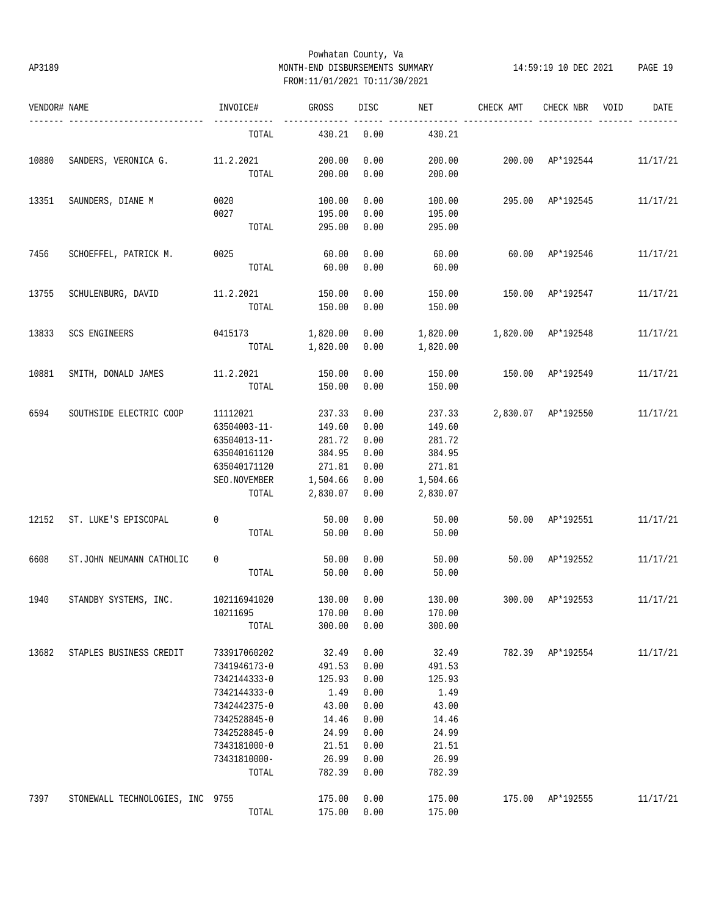Powhatan County, Va
AP3189 MONTH-END DISBURSEMENTS SUMMARY 14:59:19 10 DEC 2021
FROM:11/01/2021 TO:11/30/2021

| VENDOR# | NAME | INVOICE# | GROSS | DISC | NET | CHECK AMT | CHECK NBR | VOID | DATE |
|---|---|---|---|---|---|---|---|---|---|
| | | TOTAL | 430.21 | 0.00 | 430.21 | | | | |
| 10880 | SANDERS, VERONICA G. | 11.2.2021 | 200.00 | 0.00 | 200.00 | 200.00 | AP*192544 | | 11/17/21 |
| | | TOTAL | 200.00 | 0.00 | 200.00 | | | | |
| 13351 | SAUNDERS, DIANE M | 0020 | 100.00 | 0.00 | 100.00 | 295.00 | AP*192545 | | 11/17/21 |
| | | 0027 | 195.00 | 0.00 | 195.00 | | | | |
| | | TOTAL | 295.00 | 0.00 | 295.00 | | | | |
| 7456 | SCHOEFFEL, PATRICK M. | 0025 | 60.00 | 0.00 | 60.00 | 60.00 | AP*192546 | | 11/17/21 |
| | | TOTAL | 60.00 | 0.00 | 60.00 | | | | |
| 13755 | SCHULENBURG, DAVID | 11.2.2021 | 150.00 | 0.00 | 150.00 | 150.00 | AP*192547 | | 11/17/21 |
| | | TOTAL | 150.00 | 0.00 | 150.00 | | | | |
| 13833 | SCS ENGINEERS | 0415173 | 1,820.00 | 0.00 | 1,820.00 | 1,820.00 | AP*192548 | | 11/17/21 |
| | | TOTAL | 1,820.00 | 0.00 | 1,820.00 | | | | |
| 10881 | SMITH, DONALD JAMES | 11.2.2021 | 150.00 | 0.00 | 150.00 | 150.00 | AP*192549 | | 11/17/21 |
| | | TOTAL | 150.00 | 0.00 | 150.00 | | | | |
| 6594 | SOUTHSIDE ELECTRIC COOP | 11112021 | 237.33 | 0.00 | 237.33 | 2,830.07 | AP*192550 | | 11/17/21 |
| | | 63504003-11- | 149.60 | 0.00 | 149.60 | | | | |
| | | 63504013-11- | 281.72 | 0.00 | 281.72 | | | | |
| | | 635040161120 | 384.95 | 0.00 | 384.95 | | | | |
| | | 635040171120 | 271.81 | 0.00 | 271.81 | | | | |
| | | SEO.NOVEMBER | 1,504.66 | 0.00 | 1,504.66 | | | | |
| | | TOTAL | 2,830.07 | 0.00 | 2,830.07 | | | | |
| 12152 | ST. LUKE'S EPISCOPAL | 0 | 50.00 | 0.00 | 50.00 | 50.00 | AP*192551 | | 11/17/21 |
| | | TOTAL | 50.00 | 0.00 | 50.00 | | | | |
| 6608 | ST.JOHN NEUMANN CATHOLIC | 0 | 50.00 | 0.00 | 50.00 | 50.00 | AP*192552 | | 11/17/21 |
| | | TOTAL | 50.00 | 0.00 | 50.00 | | | | |
| 1940 | STANDBY SYSTEMS, INC. | 102116941020 | 130.00 | 0.00 | 130.00 | 300.00 | AP*192553 | | 11/17/21 |
| | | 10211695 | 170.00 | 0.00 | 170.00 | | | | |
| | | TOTAL | 300.00 | 0.00 | 300.00 | | | | |
| 13682 | STAPLES BUSINESS CREDIT | 733917060202 | 32.49 | 0.00 | 32.49 | 782.39 | AP*192554 | | 11/17/21 |
| | | 7341946173-0 | 491.53 | 0.00 | 491.53 | | | | |
| | | 7342144333-0 | 125.93 | 0.00 | 125.93 | | | | |
| | | 7342144333-0 | 1.49 | 0.00 | 1.49 | | | | |
| | | 7342442375-0 | 43.00 | 0.00 | 43.00 | | | | |
| | | 7342528845-0 | 14.46 | 0.00 | 14.46 | | | | |
| | | 7342528845-0 | 24.99 | 0.00 | 24.99 | | | | |
| | | 7343181000-0 | 21.51 | 0.00 | 21.51 | | | | |
| | | 73431810000- | 26.99 | 0.00 | 26.99 | | | | |
| | | TOTAL | 782.39 | 0.00 | 782.39 | | | | |
| 7397 | STONEWALL TECHNOLOGIES, INC | 9755 | 175.00 | 0.00 | 175.00 | 175.00 | AP*192555 | | 11/17/21 |
| | | TOTAL | 175.00 | 0.00 | 175.00 | | | | |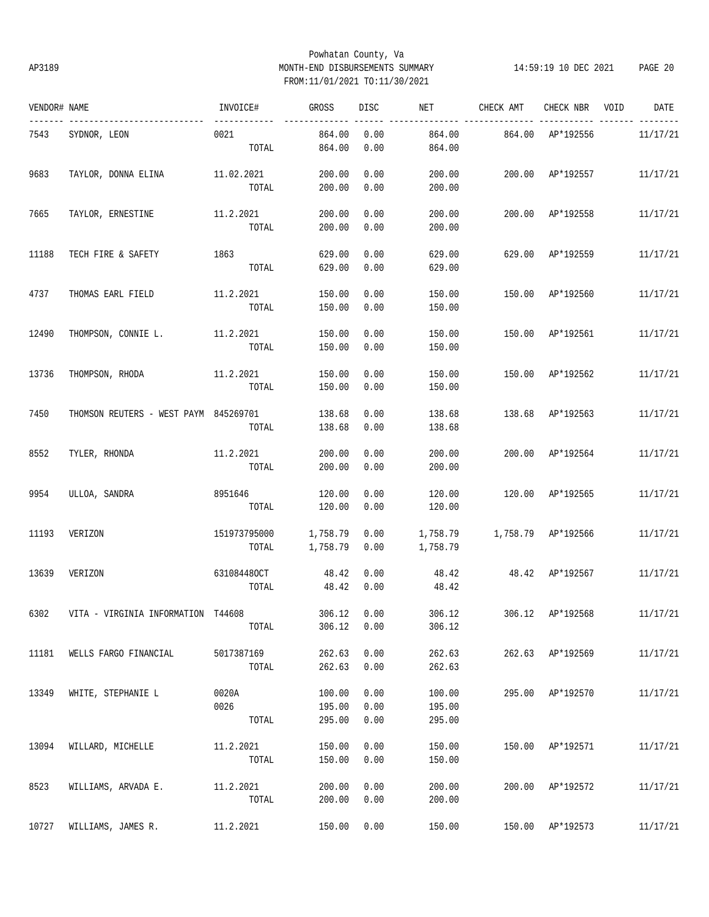Powhatan County, Va

AP3189 MONTH-END DISBURSEMENTS SUMMARY 14:59:19 10 DEC 2021

FROM:11/01/2021 TO:11/30/2021

| VENDOR# | NAME | INVOICE# | GROSS | DISC | NET | CHECK AMT | CHECK NBR | VOID | DATE |
|---|---|---|---|---|---|---|---|---|---|
| 7543 | SYDNOR, LEON | 0021 | 864.00 | 0.00 | 864.00 | 864.00 | AP*192556 | | 11/17/21 |
| | | TOTAL | 864.00 | 0.00 | 864.00 | | | | |
| 9683 | TAYLOR, DONNA ELINA | 11.02.2021 | 200.00 | 0.00 | 200.00 | 200.00 | AP*192557 | | 11/17/21 |
| | | TOTAL | 200.00 | 0.00 | 200.00 | | | | |
| 7665 | TAYLOR, ERNESTINE | 11.2.2021 | 200.00 | 0.00 | 200.00 | 200.00 | AP*192558 | | 11/17/21 |
| | | TOTAL | 200.00 | 0.00 | 200.00 | | | | |
| 11188 | TECH FIRE & SAFETY | 1863 | 629.00 | 0.00 | 629.00 | 629.00 | AP*192559 | | 11/17/21 |
| | | TOTAL | 629.00 | 0.00 | 629.00 | | | | |
| 4737 | THOMAS EARL FIELD | 11.2.2021 | 150.00 | 0.00 | 150.00 | 150.00 | AP*192560 | | 11/17/21 |
| | | TOTAL | 150.00 | 0.00 | 150.00 | | | | |
| 12490 | THOMPSON, CONNIE L. | 11.2.2021 | 150.00 | 0.00 | 150.00 | 150.00 | AP*192561 | | 11/17/21 |
| | | TOTAL | 150.00 | 0.00 | 150.00 | | | | |
| 13736 | THOMPSON, RHODA | 11.2.2021 | 150.00 | 0.00 | 150.00 | 150.00 | AP*192562 | | 11/17/21 |
| | | TOTAL | 150.00 | 0.00 | 150.00 | | | | |
| 7450 | THOMSON REUTERS - WEST PAYM | 845269701 | 138.68 | 0.00 | 138.68 | 138.68 | AP*192563 | | 11/17/21 |
| | | TOTAL | 138.68 | 0.00 | 138.68 | | | | |
| 8552 | TYLER, RHONDA | 11.2.2021 | 200.00 | 0.00 | 200.00 | 200.00 | AP*192564 | | 11/17/21 |
| | | TOTAL | 200.00 | 0.00 | 200.00 | | | | |
| 9954 | ULLOA, SANDRA | 8951646 | 120.00 | 0.00 | 120.00 | 120.00 | AP*192565 | | 11/17/21 |
| | | TOTAL | 120.00 | 0.00 | 120.00 | | | | |
| 11193 | VERIZON | 151973795000 | 1,758.79 | 0.00 | 1,758.79 | 1,758.79 | AP*192566 | | 11/17/21 |
| | | TOTAL | 1,758.79 | 0.00 | 1,758.79 | | | | |
| 13639 | VERIZON | 631084480CT | 48.42 | 0.00 | 48.42 | 48.42 | AP*192567 | | 11/17/21 |
| | | TOTAL | 48.42 | 0.00 | 48.42 | | | | |
| 6302 | VITA - VIRGINIA INFORMATION | T44608 | 306.12 | 0.00 | 306.12 | 306.12 | AP*192568 | | 11/17/21 |
| | | TOTAL | 306.12 | 0.00 | 306.12 | | | | |
| 11181 | WELLS FARGO FINANCIAL | 5017387169 | 262.63 | 0.00 | 262.63 | 262.63 | AP*192569 | | 11/17/21 |
| | | TOTAL | 262.63 | 0.00 | 262.63 | | | | |
| 13349 | WHITE, STEPHANIE L | 0020A | 100.00 | 0.00 | 100.00 | 295.00 | AP*192570 | | 11/17/21 |
| | | 0026 | 195.00 | 0.00 | 195.00 | | | | |
| | | TOTAL | 295.00 | 0.00 | 295.00 | | | | |
| 13094 | WILLARD, MICHELLE | 11.2.2021 | 150.00 | 0.00 | 150.00 | 150.00 | AP*192571 | | 11/17/21 |
| | | TOTAL | 150.00 | 0.00 | 150.00 | | | | |
| 8523 | WILLIAMS, ARVADA E. | 11.2.2021 | 200.00 | 0.00 | 200.00 | 200.00 | AP*192572 | | 11/17/21 |
| | | TOTAL | 200.00 | 0.00 | 200.00 | | | | |
| 10727 | WILLIAMS, JAMES R. | 11.2.2021 | 150.00 | 0.00 | 150.00 | 150.00 | AP*192573 | | 11/17/21 |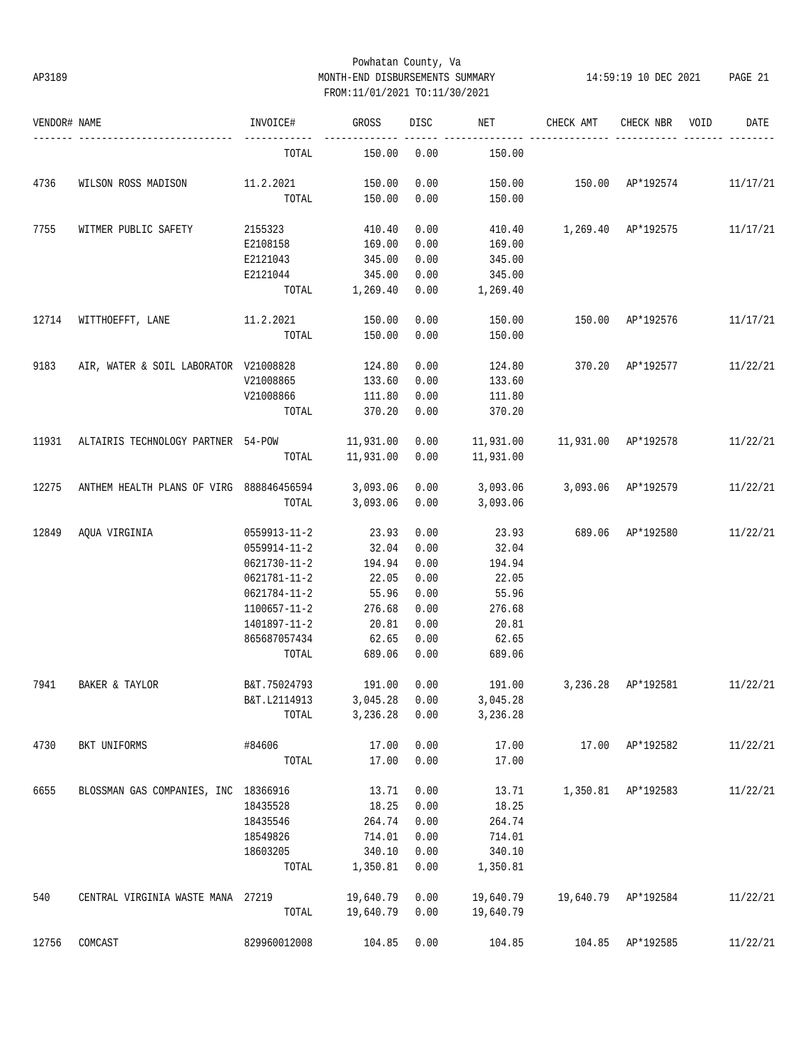Powhatan County, Va
AP3189 MONTH-END DISBURSEMENTS SUMMARY 14:59:19 10 DEC 2021
FROM:11/01/2021 TO:11/30/2021

| VENDOR# | NAME | INVOICE# | GROSS | DISC | NET | CHECK AMT | CHECK NBR | VOID | DATE |
|---|---|---|---|---|---|---|---|---|---|
| | | TOTAL | 150.00 | 0.00 | 150.00 | | | | |
| 4736 | WILSON ROSS MADISON | 11.2.2021 | 150.00 | 0.00 | 150.00 | 150.00 | AP*192574 | | 11/17/21 |
| | | TOTAL | 150.00 | 0.00 | 150.00 | | | | |
| 7755 | WITMER PUBLIC SAFETY | 2155323 | 410.40 | 0.00 | 410.40 | 1,269.40 | AP*192575 | | 11/17/21 |
| | | E2108158 | 169.00 | 0.00 | 169.00 | | | | |
| | | E2121043 | 345.00 | 0.00 | 345.00 | | | | |
| | | E2121044 | 345.00 | 0.00 | 345.00 | | | | |
| | | TOTAL | 1,269.40 | 0.00 | 1,269.40 | | | | |
| 12714 | WITTHOEFFT, LANE | 11.2.2021 | 150.00 | 0.00 | 150.00 | 150.00 | AP*192576 | | 11/17/21 |
| | | TOTAL | 150.00 | 0.00 | 150.00 | | | | |
| 9183 | AIR, WATER & SOIL LABORATOR | V21008828 | 124.80 | 0.00 | 124.80 | 370.20 | AP*192577 | | 11/22/21 |
| | | V21008865 | 133.60 | 0.00 | 133.60 | | | | |
| | | V21008866 | 111.80 | 0.00 | 111.80 | | | | |
| | | TOTAL | 370.20 | 0.00 | 370.20 | | | | |
| 11931 | ALTAIRIS TECHNOLOGY PARTNER | 54-POW | 11,931.00 | 0.00 | 11,931.00 | 11,931.00 | AP*192578 | | 11/22/21 |
| | | TOTAL | 11,931.00 | 0.00 | 11,931.00 | | | | |
| 12275 | ANTHEM HEALTH PLANS OF VIRG | 888846456594 | 3,093.06 | 0.00 | 3,093.06 | 3,093.06 | AP*192579 | | 11/22/21 |
| | | TOTAL | 3,093.06 | 0.00 | 3,093.06 | | | | |
| 12849 | AQUA VIRGINIA | 0559913-11-2 | 23.93 | 0.00 | 23.93 | 689.06 | AP*192580 | | 11/22/21 |
| | | 0559914-11-2 | 32.04 | 0.00 | 32.04 | | | | |
| | | 0621730-11-2 | 194.94 | 0.00 | 194.94 | | | | |
| | | 0621781-11-2 | 22.05 | 0.00 | 22.05 | | | | |
| | | 0621784-11-2 | 55.96 | 0.00 | 55.96 | | | | |
| | | 1100657-11-2 | 276.68 | 0.00 | 276.68 | | | | |
| | | 1401897-11-2 | 20.81 | 0.00 | 20.81 | | | | |
| | | 865687057434 | 62.65 | 0.00 | 62.65 | | | | |
| | | TOTAL | 689.06 | 0.00 | 689.06 | | | | |
| 7941 | BAKER & TAYLOR | B&T.75024793 | 191.00 | 0.00 | 191.00 | 3,236.28 | AP*192581 | | 11/22/21 |
| | | B&T.L2114913 | 3,045.28 | 0.00 | 3,045.28 | | | | |
| | | TOTAL | 3,236.28 | 0.00 | 3,236.28 | | | | |
| 4730 | BKT UNIFORMS | #84606 | 17.00 | 0.00 | 17.00 | 17.00 | AP*192582 | | 11/22/21 |
| | | TOTAL | 17.00 | 0.00 | 17.00 | | | | |
| 6655 | BLOSSMAN GAS COMPANIES, INC | 18366916 | 13.71 | 0.00 | 13.71 | 1,350.81 | AP*192583 | | 11/22/21 |
| | | 18435528 | 18.25 | 0.00 | 18.25 | | | | |
| | | 18435546 | 264.74 | 0.00 | 264.74 | | | | |
| | | 18549826 | 714.01 | 0.00 | 714.01 | | | | |
| | | 18603205 | 340.10 | 0.00 | 340.10 | | | | |
| | | TOTAL | 1,350.81 | 0.00 | 1,350.81 | | | | |
| 540 | CENTRAL VIRGINIA WASTE MANA | 27219 | 19,640.79 | 0.00 | 19,640.79 | 19,640.79 | AP*192584 | | 11/22/21 |
| | | TOTAL | 19,640.79 | 0.00 | 19,640.79 | | | | |
| 12756 | COMCAST | 829960012008 | 104.85 | 0.00 | 104.85 | 104.85 | AP*192585 | | 11/22/21 |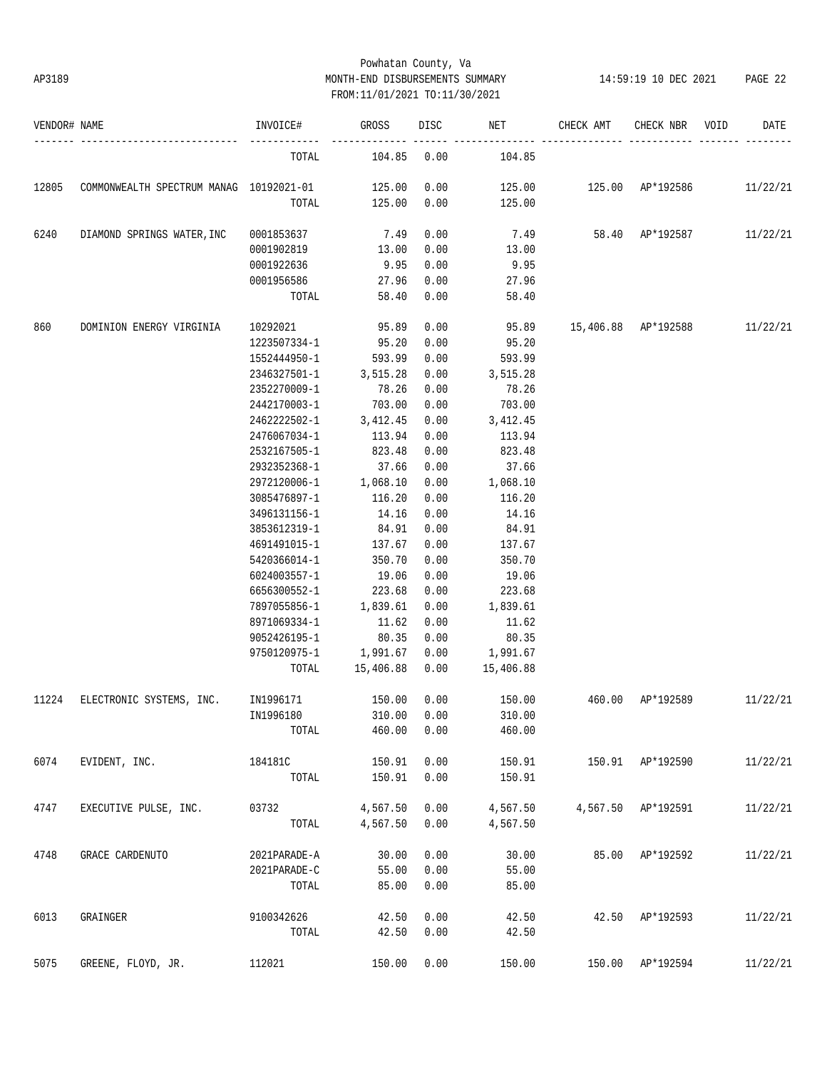Powhatan County, Va
AP3189 MONTH-END DISBURSEMENTS SUMMARY 14:59:19 10 DEC 2021 PAGE 22
FROM:11/01/2021 TO:11/30/2021

| VENDOR# | NAME | INVOICE# | GROSS | DISC | NET | CHECK AMT | CHECK NBR | VOID | DATE |
|---|---|---|---|---|---|---|---|---|---|
| | | TOTAL | 104.85 | 0.00 | 104.85 | | | | |
| 12805 | COMMONWEALTH SPECTRUM MANAG | 10192021-01 | 125.00 | 0.00 | 125.00 | 125.00 | AP*192586 | | 11/22/21 |
| | | TOTAL | 125.00 | 0.00 | 125.00 | | | | |
| 6240 | DIAMOND SPRINGS WATER,INC | 0001853637 | 7.49 | 0.00 | 7.49 | 58.40 | AP*192587 | | 11/22/21 |
| | | 0001902819 | 13.00 | 0.00 | 13.00 | | | | |
| | | 0001922636 | 9.95 | 0.00 | 9.95 | | | | |
| | | 0001956586 | 27.96 | 0.00 | 27.96 | | | | |
| | | TOTAL | 58.40 | 0.00 | 58.40 | | | | |
| 860 | DOMINION ENERGY VIRGINIA | 10292021 | 95.89 | 0.00 | 95.89 | 15,406.88 | AP*192588 | | 11/22/21 |
| | | 1223507334-1 | 95.20 | 0.00 | 95.20 | | | | |
| | | 1552444950-1 | 593.99 | 0.00 | 593.99 | | | | |
| | | 2346327501-1 | 3,515.28 | 0.00 | 3,515.28 | | | | |
| | | 2352270009-1 | 78.26 | 0.00 | 78.26 | | | | |
| | | 2442170003-1 | 703.00 | 0.00 | 703.00 | | | | |
| | | 2462222502-1 | 3,412.45 | 0.00 | 3,412.45 | | | | |
| | | 2476067034-1 | 113.94 | 0.00 | 113.94 | | | | |
| | | 2532167505-1 | 823.48 | 0.00 | 823.48 | | | | |
| | | 2932352368-1 | 37.66 | 0.00 | 37.66 | | | | |
| | | 2972120006-1 | 1,068.10 | 0.00 | 1,068.10 | | | | |
| | | 3085476897-1 | 116.20 | 0.00 | 116.20 | | | | |
| | | 3496131156-1 | 14.16 | 0.00 | 14.16 | | | | |
| | | 3853612319-1 | 84.91 | 0.00 | 84.91 | | | | |
| | | 4691491015-1 | 137.67 | 0.00 | 137.67 | | | | |
| | | 5420366014-1 | 350.70 | 0.00 | 350.70 | | | | |
| | | 6024003557-1 | 19.06 | 0.00 | 19.06 | | | | |
| | | 6656300552-1 | 223.68 | 0.00 | 223.68 | | | | |
| | | 7897055856-1 | 1,839.61 | 0.00 | 1,839.61 | | | | |
| | | 8971069334-1 | 11.62 | 0.00 | 11.62 | | | | |
| | | 9052426195-1 | 80.35 | 0.00 | 80.35 | | | | |
| | | 9750120975-1 | 1,991.67 | 0.00 | 1,991.67 | | | | |
| | | TOTAL | 15,406.88 | 0.00 | 15,406.88 | | | | |
| 11224 | ELECTRONIC SYSTEMS, INC. | IN1996171 | 150.00 | 0.00 | 150.00 | 460.00 | AP*192589 | | 11/22/21 |
| | | IN1996180 | 310.00 | 0.00 | 310.00 | | | | |
| | | TOTAL | 460.00 | 0.00 | 460.00 | | | | |
| 6074 | EVIDENT, INC. | 184181C | 150.91 | 0.00 | 150.91 | 150.91 | AP*192590 | | 11/22/21 |
| | | TOTAL | 150.91 | 0.00 | 150.91 | | | | |
| 4747 | EXECUTIVE PULSE, INC. | 03732 | 4,567.50 | 0.00 | 4,567.50 | 4,567.50 | AP*192591 | | 11/22/21 |
| | | TOTAL | 4,567.50 | 0.00 | 4,567.50 | | | | |
| 4748 | GRACE CARDENUTO | 2021PARADE-A | 30.00 | 0.00 | 30.00 | 85.00 | AP*192592 | | 11/22/21 |
| | | 2021PARADE-C | 55.00 | 0.00 | 55.00 | | | | |
| | | TOTAL | 85.00 | 0.00 | 85.00 | | | | |
| 6013 | GRAINGER | 9100342626 | 42.50 | 0.00 | 42.50 | 42.50 | AP*192593 | | 11/22/21 |
| | | TOTAL | 42.50 | 0.00 | 42.50 | | | | |
| 5075 | GREENE, FLOYD, JR. | 112021 | 150.00 | 0.00 | 150.00 | 150.00 | AP*192594 | | 11/22/21 |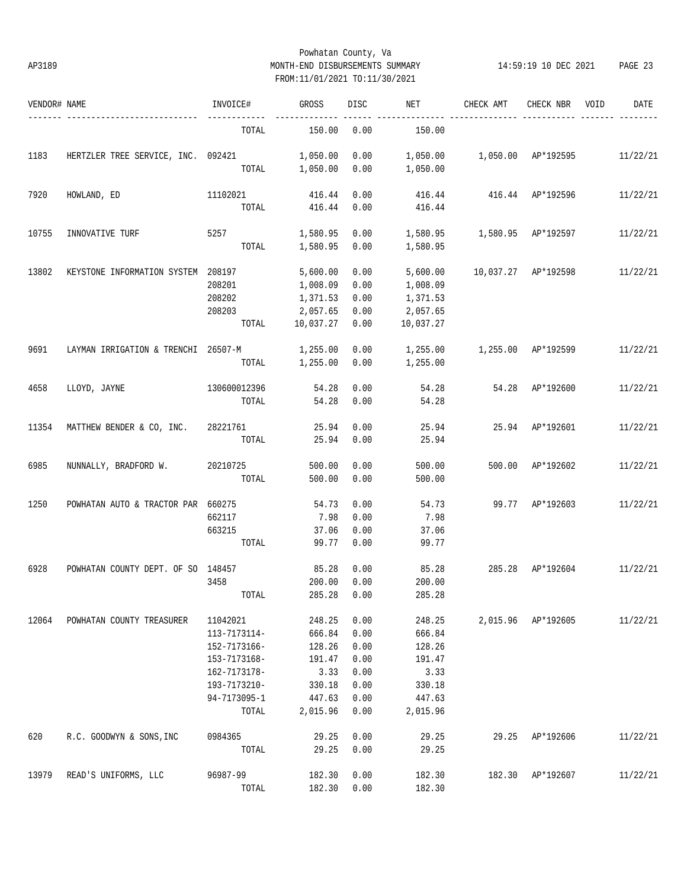Powhatan County, Va

AP3189 MONTH-END DISBURSEMENTS SUMMARY 14:59:19 10 DEC 2021

FROM:11/01/2021 TO:11/30/2021

| VENDOR# | NAME | INVOICE# | GROSS | DISC | NET | CHECK AMT | CHECK NBR | VOID | DATE |
|---|---|---|---|---|---|---|---|---|---|
| | | TOTAL | 150.00 | 0.00 | 150.00 | | | | |
| 1183 | HERTZLER TREE SERVICE, INC. | 092421 | 1,050.00 | 0.00 | 1,050.00 | 1,050.00 | AP*192595 | | 11/22/21 |
| | | TOTAL | 1,050.00 | 0.00 | 1,050.00 | | | | |
| 7920 | HOWLAND, ED | 11102021 | 416.44 | 0.00 | 416.44 | 416.44 | AP*192596 | | 11/22/21 |
| | | TOTAL | 416.44 | 0.00 | 416.44 | | | | |
| 10755 | INNOVATIVE TURF | 5257 | 1,580.95 | 0.00 | 1,580.95 | 1,580.95 | AP*192597 | | 11/22/21 |
| | | TOTAL | 1,580.95 | 0.00 | 1,580.95 | | | | |
| 13802 | KEYSTONE INFORMATION SYSTEM | 208197 | 5,600.00 | 0.00 | 5,600.00 | 10,037.27 | AP*192598 | | 11/22/21 |
| | | 208201 | 1,008.09 | 0.00 | 1,008.09 | | | | |
| | | 208202 | 1,371.53 | 0.00 | 1,371.53 | | | | |
| | | 208203 | 2,057.65 | 0.00 | 2,057.65 | | | | |
| | | TOTAL | 10,037.27 | 0.00 | 10,037.27 | | | | |
| 9691 | LAYMAN IRRIGATION & TRENCHI | 26507-M | 1,255.00 | 0.00 | 1,255.00 | 1,255.00 | AP*192599 | | 11/22/21 |
| | | TOTAL | 1,255.00 | 0.00 | 1,255.00 | | | | |
| 4658 | LLOYD, JAYNE | 130600012396 | 54.28 | 0.00 | 54.28 | 54.28 | AP*192600 | | 11/22/21 |
| | | TOTAL | 54.28 | 0.00 | 54.28 | | | | |
| 11354 | MATTHEW BENDER & CO, INC. | 28221761 | 25.94 | 0.00 | 25.94 | 25.94 | AP*192601 | | 11/22/21 |
| | | TOTAL | 25.94 | 0.00 | 25.94 | | | | |
| 6985 | NUNNALLY, BRADFORD W. | 20210725 | 500.00 | 0.00 | 500.00 | 500.00 | AP*192602 | | 11/22/21 |
| | | TOTAL | 500.00 | 0.00 | 500.00 | | | | |
| 1250 | POWHATAN AUTO & TRACTOR PAR | 660275 | 54.73 | 0.00 | 54.73 | 99.77 | AP*192603 | | 11/22/21 |
| | | 662117 | 7.98 | 0.00 | 7.98 | | | | |
| | | 663215 | 37.06 | 0.00 | 37.06 | | | | |
| | | TOTAL | 99.77 | 0.00 | 99.77 | | | | |
| 6928 | POWHATAN COUNTY DEPT. OF SO | 148457 | 85.28 | 0.00 | 85.28 | 285.28 | AP*192604 | | 11/22/21 |
| | | 3458 | 200.00 | 0.00 | 200.00 | | | | |
| | | TOTAL | 285.28 | 0.00 | 285.28 | | | | |
| 12064 | POWHATAN COUNTY TREASURER | 11042021 | 248.25 | 0.00 | 248.25 | 2,015.96 | AP*192605 | | 11/22/21 |
| | | 113-7173114- | 666.84 | 0.00 | 666.84 | | | | |
| | | 152-7173166- | 128.26 | 0.00 | 128.26 | | | | |
| | | 153-7173168- | 191.47 | 0.00 | 191.47 | | | | |
| | | 162-7173178- | 3.33 | 0.00 | 3.33 | | | | |
| | | 193-7173210- | 330.18 | 0.00 | 330.18 | | | | |
| | | 94-7173095-1 | 447.63 | 0.00 | 447.63 | | | | |
| | | TOTAL | 2,015.96 | 0.00 | 2,015.96 | | | | |
| 620 | R.C. GOODWYN & SONS,INC | 0984365 | 29.25 | 0.00 | 29.25 | 29.25 | AP*192606 | | 11/22/21 |
| | | TOTAL | 29.25 | 0.00 | 29.25 | | | | |
| 13979 | READ'S UNIFORMS, LLC | 96987-99 | 182.30 | 0.00 | 182.30 | 182.30 | AP*192607 | | 11/22/21 |
| | | TOTAL | 182.30 | 0.00 | 182.30 | | | | |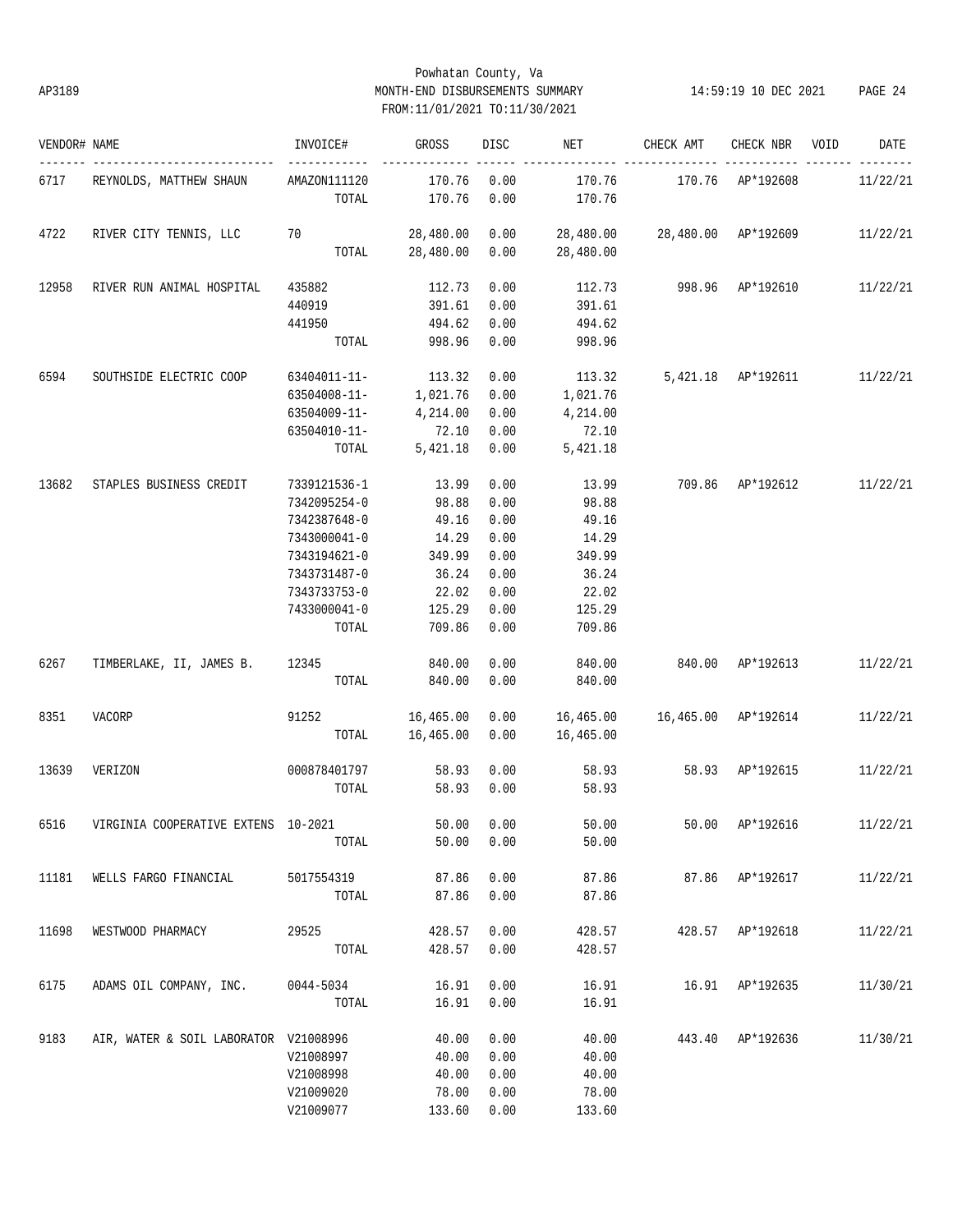Powhatan County, Va

MONTH-END DISBURSEMENTS SUMMARY

FROM:11/01/2021 TO:11/30/2021

| VENDOR# | NAME | INVOICE# | GROSS | DISC | NET | CHECK AMT | CHECK NBR | VOID | DATE |
|---|---|---|---|---|---|---|---|---|---|
| 6717 | REYNOLDS, MATTHEW SHAUN | AMAZON111120 | 170.76 | 0.00 | 170.76 | 170.76 | AP*192608 | | 11/22/21 |
| | | TOTAL | 170.76 | 0.00 | 170.76 | | | | |
| 4722 | RIVER CITY TENNIS, LLC | 70 | 28,480.00 | 0.00 | 28,480.00 | 28,480.00 | AP*192609 | | 11/22/21 |
| | | TOTAL | 28,480.00 | 0.00 | 28,480.00 | | | | |
| 12958 | RIVER RUN ANIMAL HOSPITAL | 435882 | 112.73 | 0.00 | 112.73 | 998.96 | AP*192610 | | 11/22/21 |
| | | 440919 | 391.61 | 0.00 | 391.61 | | | | |
| | | 441950 | 494.62 | 0.00 | 494.62 | | | | |
| | | TOTAL | 998.96 | 0.00 | 998.96 | | | | |
| 6594 | SOUTHSIDE ELECTRIC COOP | 63404011-11- | 113.32 | 0.00 | 113.32 | 5,421.18 | AP*192611 | | 11/22/21 |
| | | 63504008-11- | 1,021.76 | 0.00 | 1,021.76 | | | | |
| | | 63504009-11- | 4,214.00 | 0.00 | 4,214.00 | | | | |
| | | 63504010-11- | 72.10 | 0.00 | 72.10 | | | | |
| | | TOTAL | 5,421.18 | 0.00 | 5,421.18 | | | | |
| 13682 | STAPLES BUSINESS CREDIT | 7339121536-1 | 13.99 | 0.00 | 13.99 | 709.86 | AP*192612 | | 11/22/21 |
| | | 7342095254-0 | 98.88 | 0.00 | 98.88 | | | | |
| | | 7342387648-0 | 49.16 | 0.00 | 49.16 | | | | |
| | | 7343000041-0 | 14.29 | 0.00 | 14.29 | | | | |
| | | 7343194621-0 | 349.99 | 0.00 | 349.99 | | | | |
| | | 7343731487-0 | 36.24 | 0.00 | 36.24 | | | | |
| | | 7343733753-0 | 22.02 | 0.00 | 22.02 | | | | |
| | | 7433000041-0 | 125.29 | 0.00 | 125.29 | | | | |
| | | TOTAL | 709.86 | 0.00 | 709.86 | | | | |
| 6267 | TIMBERLAKE, II, JAMES B. | 12345 | 840.00 | 0.00 | 840.00 | 840.00 | AP*192613 | | 11/22/21 |
| | | TOTAL | 840.00 | 0.00 | 840.00 | | | | |
| 8351 | VACORP | 91252 | 16,465.00 | 0.00 | 16,465.00 | 16,465.00 | AP*192614 | | 11/22/21 |
| | | TOTAL | 16,465.00 | 0.00 | 16,465.00 | | | | |
| 13639 | VERIZON | 000878401797 | 58.93 | 0.00 | 58.93 | 58.93 | AP*192615 | | 11/22/21 |
| | | TOTAL | 58.93 | 0.00 | 58.93 | | | | |
| 6516 | VIRGINIA COOPERATIVE EXTENS | 10-2021 | 50.00 | 0.00 | 50.00 | 50.00 | AP*192616 | | 11/22/21 |
| | | TOTAL | 50.00 | 0.00 | 50.00 | | | | |
| 11181 | WELLS FARGO FINANCIAL | 5017554319 | 87.86 | 0.00 | 87.86 | 87.86 | AP*192617 | | 11/22/21 |
| | | TOTAL | 87.86 | 0.00 | 87.86 | | | | |
| 11698 | WESTWOOD PHARMACY | 29525 | 428.57 | 0.00 | 428.57 | 428.57 | AP*192618 | | 11/22/21 |
| | | TOTAL | 428.57 | 0.00 | 428.57 | | | | |
| 6175 | ADAMS OIL COMPANY, INC. | 0044-5034 | 16.91 | 0.00 | 16.91 | 16.91 | AP*192635 | | 11/30/21 |
| | | TOTAL | 16.91 | 0.00 | 16.91 | | | | |
| 9183 | AIR, WATER & SOIL LABORATOR | V21008996 | 40.00 | 0.00 | 40.00 | 443.40 | AP*192636 | | 11/30/21 |
| | | V21008997 | 40.00 | 0.00 | 40.00 | | | | |
| | | V21008998 | 40.00 | 0.00 | 40.00 | | | | |
| | | V21009020 | 78.00 | 0.00 | 78.00 | | | | |
| | | V21009077 | 133.60 | 0.00 | 133.60 | | | | |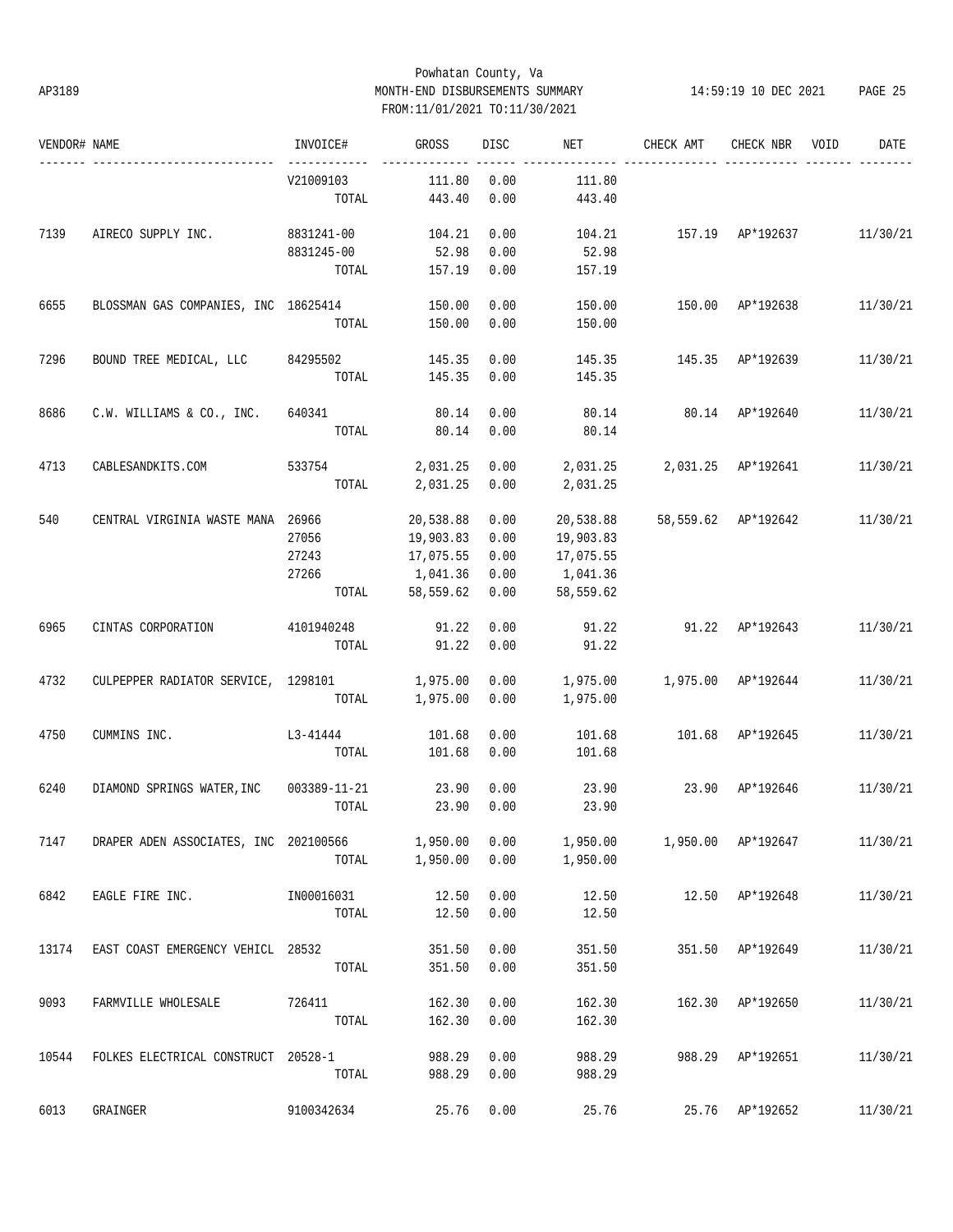Powhatan County, Va
MONTH-END DISBURSEMENTS SUMMARY
FROM:11/01/2021 TO:11/30/2021

AP3189 — 14:59:19 10 DEC 2021

| VENDOR# | NAME | INVOICE# | GROSS | DISC | NET | CHECK AMT | CHECK NBR | VOID | DATE |
|---|---|---|---|---|---|---|---|---|---|
| | | V21009103 | 111.80 | 0.00 | 111.80 | | | | |
| | | TOTAL | 443.40 | 0.00 | 443.40 | | | | |
| 7139 | AIRECO SUPPLY INC. | 8831241-00 | 104.21 | 0.00 | 104.21 | 157.19 | AP*192637 | | 11/30/21 |
| | | 8831245-00 | 52.98 | 0.00 | 52.98 | | | | |
| | | TOTAL | 157.19 | 0.00 | 157.19 | | | | |
| 6655 | BLOSSMAN GAS COMPANIES, INC | 18625414 | 150.00 | 0.00 | 150.00 | 150.00 | AP*192638 | | 11/30/21 |
| | | TOTAL | 150.00 | 0.00 | 150.00 | | | | |
| 7296 | BOUND TREE MEDICAL, LLC | 84295502 | 145.35 | 0.00 | 145.35 | 145.35 | AP*192639 | | 11/30/21 |
| | | TOTAL | 145.35 | 0.00 | 145.35 | | | | |
| 8686 | C.W. WILLIAMS & CO., INC. | 640341 | 80.14 | 0.00 | 80.14 | 80.14 | AP*192640 | | 11/30/21 |
| | | TOTAL | 80.14 | 0.00 | 80.14 | | | | |
| 4713 | CABLESANDKITS.COM | 533754 | 2,031.25 | 0.00 | 2,031.25 | 2,031.25 | AP*192641 | | 11/30/21 |
| | | TOTAL | 2,031.25 | 0.00 | 2,031.25 | | | | |
| 540 | CENTRAL VIRGINIA WASTE MANA | 26966 | 20,538.88 | 0.00 | 20,538.88 | 58,559.62 | AP*192642 | | 11/30/21 |
| | | 27056 | 19,903.83 | 0.00 | 19,903.83 | | | | |
| | | 27243 | 17,075.55 | 0.00 | 17,075.55 | | | | |
| | | 27266 | 1,041.36 | 0.00 | 1,041.36 | | | | |
| | | TOTAL | 58,559.62 | 0.00 | 58,559.62 | | | | |
| 6965 | CINTAS CORPORATION | 4101940248 | 91.22 | 0.00 | 91.22 | 91.22 | AP*192643 | | 11/30/21 |
| | | TOTAL | 91.22 | 0.00 | 91.22 | | | | |
| 4732 | CULPEPPER RADIATOR SERVICE, | 1298101 | 1,975.00 | 0.00 | 1,975.00 | 1,975.00 | AP*192644 | | 11/30/21 |
| | | TOTAL | 1,975.00 | 0.00 | 1,975.00 | | | | |
| 4750 | CUMMINS INC. | L3-41444 | 101.68 | 0.00 | 101.68 | 101.68 | AP*192645 | | 11/30/21 |
| | | TOTAL | 101.68 | 0.00 | 101.68 | | | | |
| 6240 | DIAMOND SPRINGS WATER,INC | 003389-11-21 | 23.90 | 0.00 | 23.90 | 23.90 | AP*192646 | | 11/30/21 |
| | | TOTAL | 23.90 | 0.00 | 23.90 | | | | |
| 7147 | DRAPER ADEN ASSOCIATES, INC | 202100566 | 1,950.00 | 0.00 | 1,950.00 | 1,950.00 | AP*192647 | | 11/30/21 |
| | | TOTAL | 1,950.00 | 0.00 | 1,950.00 | | | | |
| 6842 | EAGLE FIRE INC. | IN00016031 | 12.50 | 0.00 | 12.50 | 12.50 | AP*192648 | | 11/30/21 |
| | | TOTAL | 12.50 | 0.00 | 12.50 | | | | |
| 13174 | EAST COAST EMERGENCY VEHICL | 28532 | 351.50 | 0.00 | 351.50 | 351.50 | AP*192649 | | 11/30/21 |
| | | TOTAL | 351.50 | 0.00 | 351.50 | | | | |
| 9093 | FARMVILLE WHOLESALE | 726411 | 162.30 | 0.00 | 162.30 | 162.30 | AP*192650 | | 11/30/21 |
| | | TOTAL | 162.30 | 0.00 | 162.30 | | | | |
| 10544 | FOLKES ELECTRICAL CONSTRUCT | 20528-1 | 988.29 | 0.00 | 988.29 | 988.29 | AP*192651 | | 11/30/21 |
| | | TOTAL | 988.29 | 0.00 | 988.29 | | | | |
| 6013 | GRAINGER | 9100342634 | 25.76 | 0.00 | 25.76 | 25.76 | AP*192652 | | 11/30/21 |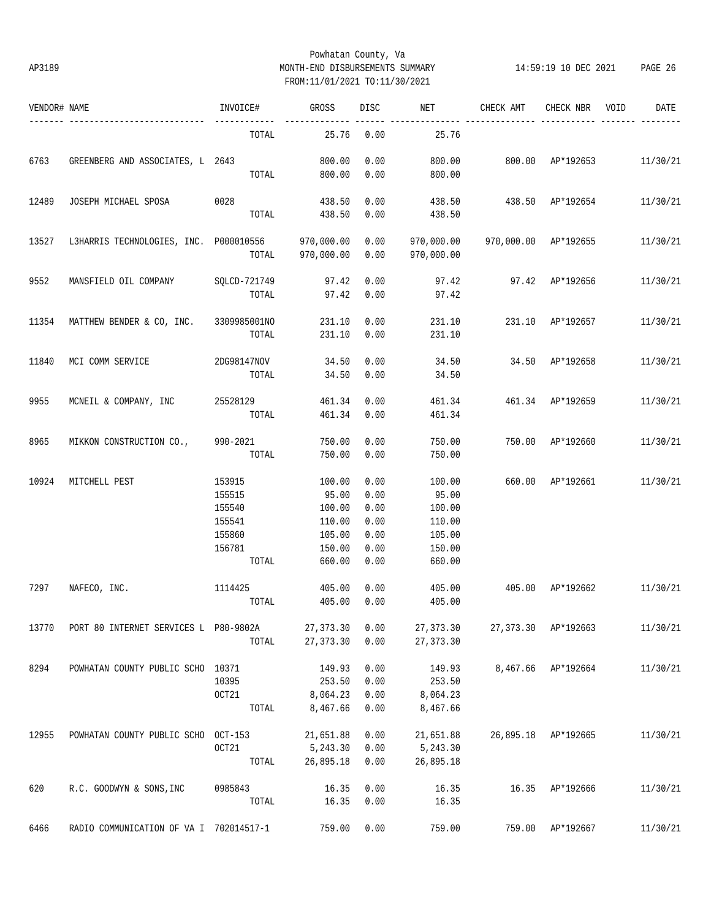Powhatan County, Va
AP3189 MONTH-END DISBURSEMENTS SUMMARY 14:59:19 10 DEC 2021
FROM:11/01/2021 TO:11/30/2021

| VENDOR# | NAME | INVOICE# | GROSS | DISC | NET | CHECK AMT | CHECK NBR | VOID | DATE |
|---|---|---|---|---|---|---|---|---|---|
| | | TOTAL | 25.76 | 0.00 | 25.76 | | | | |
| 6763 | GREENBERG AND ASSOCIATES, L | 2643 | 800.00 | 0.00 | 800.00 | 800.00 | AP*192653 | | 11/30/21 |
| | | TOTAL | 800.00 | 0.00 | 800.00 | | | | |
| 12489 | JOSEPH MICHAEL SPOSA | 0028 | 438.50 | 0.00 | 438.50 | 438.50 | AP*192654 | | 11/30/21 |
| | | TOTAL | 438.50 | 0.00 | 438.50 | | | | |
| 13527 | L3HARRIS TECHNOLOGIES, INC. | P000010556 | 970,000.00 | 0.00 | 970,000.00 | 970,000.00 | AP*192655 | | 11/30/21 |
| | | TOTAL | 970,000.00 | 0.00 | 970,000.00 | | | | |
| 9552 | MANSFIELD OIL COMPANY | SQLCD-721749 | 97.42 | 0.00 | 97.42 | 97.42 | AP*192656 | | 11/30/21 |
| | | TOTAL | 97.42 | 0.00 | 97.42 | | | | |
| 11354 | MATTHEW BENDER & CO, INC. | 3309985001NO | 231.10 | 0.00 | 231.10 | 231.10 | AP*192657 | | 11/30/21 |
| | | TOTAL | 231.10 | 0.00 | 231.10 | | | | |
| 11840 | MCI COMM SERVICE | 2DG98147NOV | 34.50 | 0.00 | 34.50 | 34.50 | AP*192658 | | 11/30/21 |
| | | TOTAL | 34.50 | 0.00 | 34.50 | | | | |
| 9955 | MCNEIL & COMPANY, INC | 25528129 | 461.34 | 0.00 | 461.34 | 461.34 | AP*192659 | | 11/30/21 |
| | | TOTAL | 461.34 | 0.00 | 461.34 | | | | |
| 8965 | MIKKON CONSTRUCTION CO., | 990-2021 | 750.00 | 0.00 | 750.00 | 750.00 | AP*192660 | | 11/30/21 |
| | | TOTAL | 750.00 | 0.00 | 750.00 | | | | |
| 10924 | MITCHELL PEST | 153915 | 100.00 | 0.00 | 100.00 | 660.00 | AP*192661 | | 11/30/21 |
| | | 155515 | 95.00 | 0.00 | 95.00 | | | | |
| | | 155540 | 100.00 | 0.00 | 100.00 | | | | |
| | | 155541 | 110.00 | 0.00 | 110.00 | | | | |
| | | 155860 | 105.00 | 0.00 | 105.00 | | | | |
| | | 156781 | 150.00 | 0.00 | 150.00 | | | | |
| | | TOTAL | 660.00 | 0.00 | 660.00 | | | | |
| 7297 | NAFECO, INC. | 1114425 | 405.00 | 0.00 | 405.00 | 405.00 | AP*192662 | | 11/30/21 |
| | | TOTAL | 405.00 | 0.00 | 405.00 | | | | |
| 13770 | PORT 80 INTERNET SERVICES L | P80-9802A | 27,373.30 | 0.00 | 27,373.30 | 27,373.30 | AP*192663 | | 11/30/21 |
| | | TOTAL | 27,373.30 | 0.00 | 27,373.30 | | | | |
| 8294 | POWHATAN COUNTY PUBLIC SCHO | 10371 | 149.93 | 0.00 | 149.93 | 8,467.66 | AP*192664 | | 11/30/21 |
| | | 10395 | 253.50 | 0.00 | 253.50 | | | | |
| | | OCT21 | 8,064.23 | 0.00 | 8,064.23 | | | | |
| | | TOTAL | 8,467.66 | 0.00 | 8,467.66 | | | | |
| 12955 | POWHATAN COUNTY PUBLIC SCHO | OCT-153 | 21,651.88 | 0.00 | 21,651.88 | 26,895.18 | AP*192665 | | 11/30/21 |
| | | OCT21 | 5,243.30 | 0.00 | 5,243.30 | | | | |
| | | TOTAL | 26,895.18 | 0.00 | 26,895.18 | | | | |
| 620 | R.C. GOODWYN & SONS,INC | 0985843 | 16.35 | 0.00 | 16.35 | 16.35 | AP*192666 | | 11/30/21 |
| | | TOTAL | 16.35 | 0.00 | 16.35 | | | | |
| 6466 | RADIO COMMUNICATION OF VA I | 702014517-1 | 759.00 | 0.00 | 759.00 | 759.00 | AP*192667 | | 11/30/21 |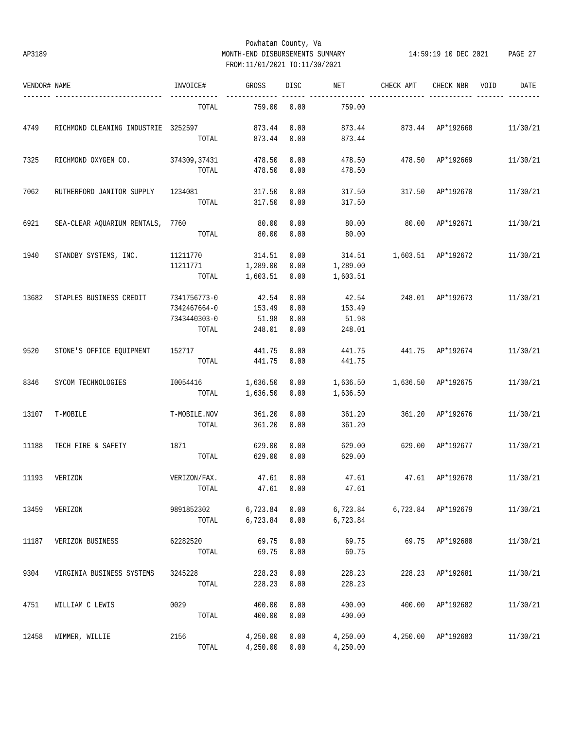Powhatan County, Va
AP3189 MONTH-END DISBURSEMENTS SUMMARY 14:59:19 10 DEC 2021 PAGE 27
FROM:11/01/2021 TO:11/30/2021

| VENDOR# | NAME | INVOICE# | GROSS | DISC | NET | CHECK AMT | CHECK NBR | VOID | DATE |
|---|---|---|---|---|---|---|---|---|---|
| | | TOTAL | 759.00 | 0.00 | 759.00 | | | | |
| 4749 | RICHMOND CLEANING INDUSTRIE | 3252597 | 873.44 | 0.00 | 873.44 | 873.44 | AP*192668 | | 11/30/21 |
| | | TOTAL | 873.44 | 0.00 | 873.44 | | | | |
| 7325 | RICHMOND OXYGEN CO. | 374309,37431 | 478.50 | 0.00 | 478.50 | 478.50 | AP*192669 | | 11/30/21 |
| | | TOTAL | 478.50 | 0.00 | 478.50 | | | | |
| 7062 | RUTHERFORD JANITOR SUPPLY | 1234081 | 317.50 | 0.00 | 317.50 | 317.50 | AP*192670 | | 11/30/21 |
| | | TOTAL | 317.50 | 0.00 | 317.50 | | | | |
| 6921 | SEA-CLEAR AQUARIUM RENTALS, | 7760 | 80.00 | 0.00 | 80.00 | 80.00 | AP*192671 | | 11/30/21 |
| | | TOTAL | 80.00 | 0.00 | 80.00 | | | | |
| 1940 | STANDBY SYSTEMS, INC. | 11211770 | 314.51 | 0.00 | 314.51 | 1,603.51 | AP*192672 | | 11/30/21 |
| | | 11211771 | 1,289.00 | 0.00 | 1,289.00 | | | | |
| | | TOTAL | 1,603.51 | 0.00 | 1,603.51 | | | | |
| 13682 | STAPLES BUSINESS CREDIT | 7341756773-0 | 42.54 | 0.00 | 42.54 | 248.01 | AP*192673 | | 11/30/21 |
| | | 7342467664-0 | 153.49 | 0.00 | 153.49 | | | | |
| | | 7343440303-0 | 51.98 | 0.00 | 51.98 | | | | |
| | | TOTAL | 248.01 | 0.00 | 248.01 | | | | |
| 9520 | STONE'S OFFICE EQUIPMENT | 152717 | 441.75 | 0.00 | 441.75 | 441.75 | AP*192674 | | 11/30/21 |
| | | TOTAL | 441.75 | 0.00 | 441.75 | | | | |
| 8346 | SYCOM TECHNOLOGIES | I0054416 | 1,636.50 | 0.00 | 1,636.50 | 1,636.50 | AP*192675 | | 11/30/21 |
| | | TOTAL | 1,636.50 | 0.00 | 1,636.50 | | | | |
| 13107 | T-MOBILE | T-MOBILE.NOV | 361.20 | 0.00 | 361.20 | 361.20 | AP*192676 | | 11/30/21 |
| | | TOTAL | 361.20 | 0.00 | 361.20 | | | | |
| 11188 | TECH FIRE & SAFETY | 1871 | 629.00 | 0.00 | 629.00 | 629.00 | AP*192677 | | 11/30/21 |
| | | TOTAL | 629.00 | 0.00 | 629.00 | | | | |
| 11193 | VERIZON | VERIZON/FAX. | 47.61 | 0.00 | 47.61 | 47.61 | AP*192678 | | 11/30/21 |
| | | TOTAL | 47.61 | 0.00 | 47.61 | | | | |
| 13459 | VERIZON | 9891852302 | 6,723.84 | 0.00 | 6,723.84 | 6,723.84 | AP*192679 | | 11/30/21 |
| | | TOTAL | 6,723.84 | 0.00 | 6,723.84 | | | | |
| 11187 | VERIZON BUSINESS | 62282520 | 69.75 | 0.00 | 69.75 | 69.75 | AP*192680 | | 11/30/21 |
| | | TOTAL | 69.75 | 0.00 | 69.75 | | | | |
| 9304 | VIRGINIA BUSINESS SYSTEMS | 3245228 | 228.23 | 0.00 | 228.23 | 228.23 | AP*192681 | | 11/30/21 |
| | | TOTAL | 228.23 | 0.00 | 228.23 | | | | |
| 4751 | WILLIAM C LEWIS | 0029 | 400.00 | 0.00 | 400.00 | 400.00 | AP*192682 | | 11/30/21 |
| | | TOTAL | 400.00 | 0.00 | 400.00 | | | | |
| 12458 | WIMMER, WILLIE | 2156 | 4,250.00 | 0.00 | 4,250.00 | 4,250.00 | AP*192683 | | 11/30/21 |
| | | TOTAL | 4,250.00 | 0.00 | 4,250.00 | | | | |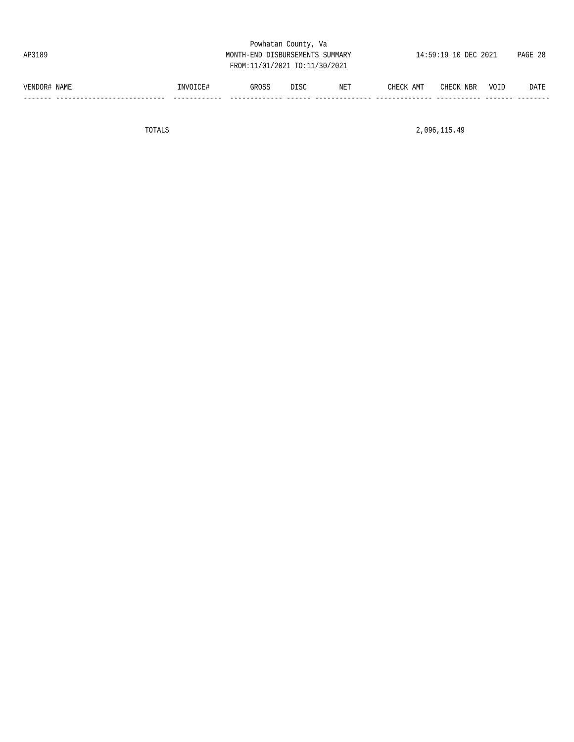Powhatan County, Va

AP3189 MONTH-END DISBURSEMENTS SUMMARY 14:59:19 10 DEC 2021

FROM:11/01/2021 TO:11/30/2021

| VENDOR# | NAME | INVOICE# | GROSS | DISC | NET | CHECK AMT | CHECK NBR | VOID | DATE |
|---|---|---|---|---|---|---|---|---|---|
| | TOTALS | | | | | 2,096,115.49 | | | |